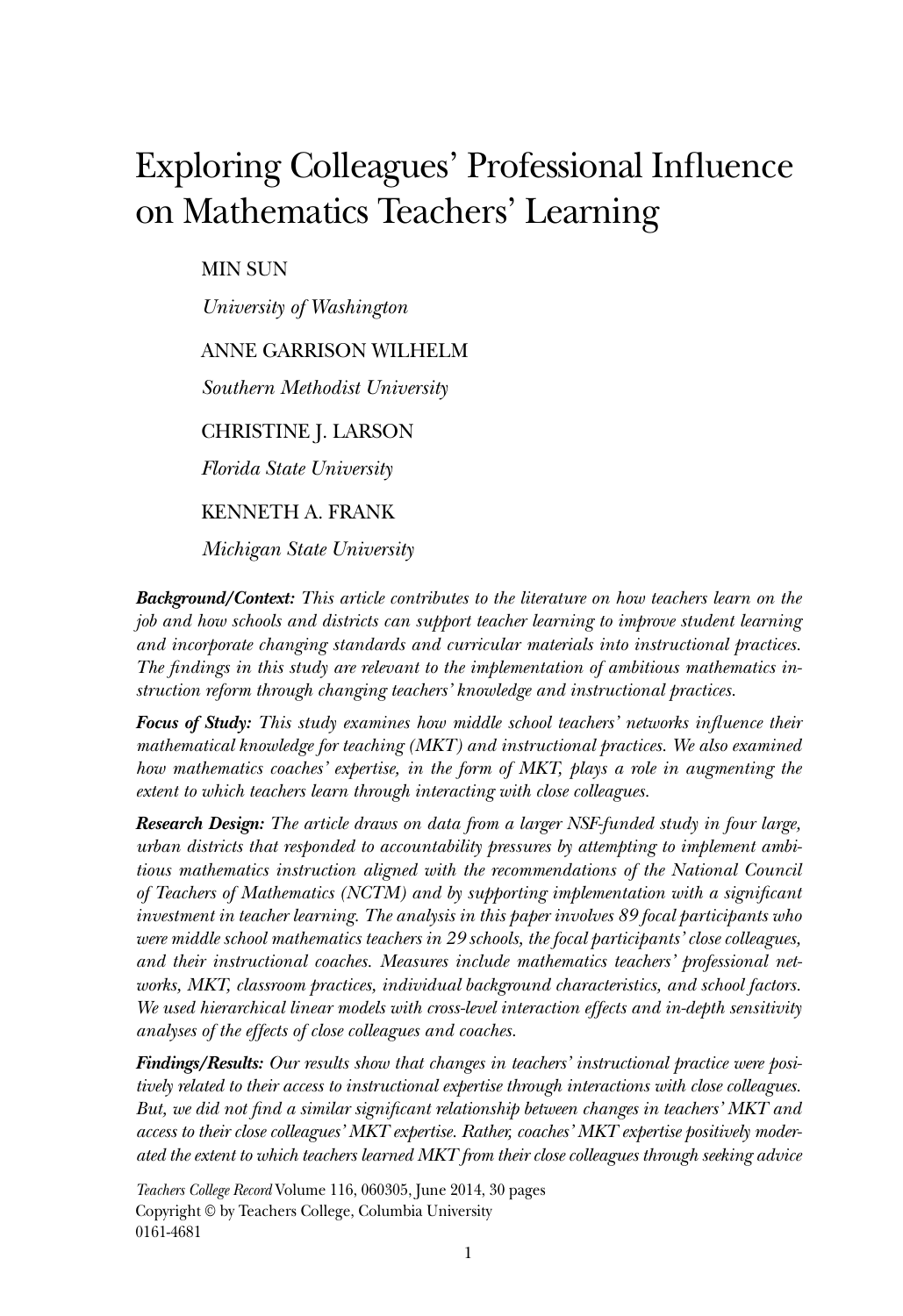# Exploring Colleagues' Professional Influence on Mathematics Teachers' Learning

MIN SUN

*University of Washington*

ANNE GARRISON WILHELM

*Southern Methodist University*

CHRISTINE J. LARSON

*Florida State University*

KENNETH A. FRANK

*Michigan State University*

***Background/Context:*** *This article contributes to the literature on how teachers learn on the job and how schools and districts can support teacher learning to improve student learning and incorporate changing standards and curricular materials into instructional practices. The findings in this study are relevant to the implementation of ambitious mathematics instruction reform through changing teachers' knowledge and instructional practices.*

***Focus of Study:*** *This study examines how middle school teachers' networks influence their mathematical knowledge for teaching (MKT) and instructional practices. We also examined how mathematics coaches' expertise, in the form of MKT, plays a role in augmenting the extent to which teachers learn through interacting with close colleagues.*

***Research Design:*** *The article draws on data from a larger NSF-funded study in four large, urban districts that responded to accountability pressures by attempting to implement ambitious mathematics instruction aligned with the recommendations of the National Council of Teachers of Mathematics (NCTM) and by supporting implementation with a significant investment in teacher learning. The analysis in this paper involves 89 focal participants who were middle school mathematics teachers in 29 schools, the focal participants' close colleagues, and their instructional coaches. Measures include mathematics teachers' professional networks, MKT, classroom practices, individual background characteristics, and school factors. We used hierarchical linear models with cross-level interaction effects and in-depth sensitivity analyses of the effects of close colleagues and coaches.*

***Findings/Results:*** *Our results show that changes in teachers' instructional practice were positively related to their access to instructional expertise through interactions with close colleagues. But, we did not find a similar significant relationship between changes in teachers' MKT and access to their close colleagues' MKT expertise. Rather, coaches' MKT expertise positively moderated the extent to which teachers learned MKT from their close colleagues through seeking advice*

*Teachers College Record* Volume 116, 060305, June 2014, 30 pages
Copyright © by Teachers College, Columbia University
0161-4681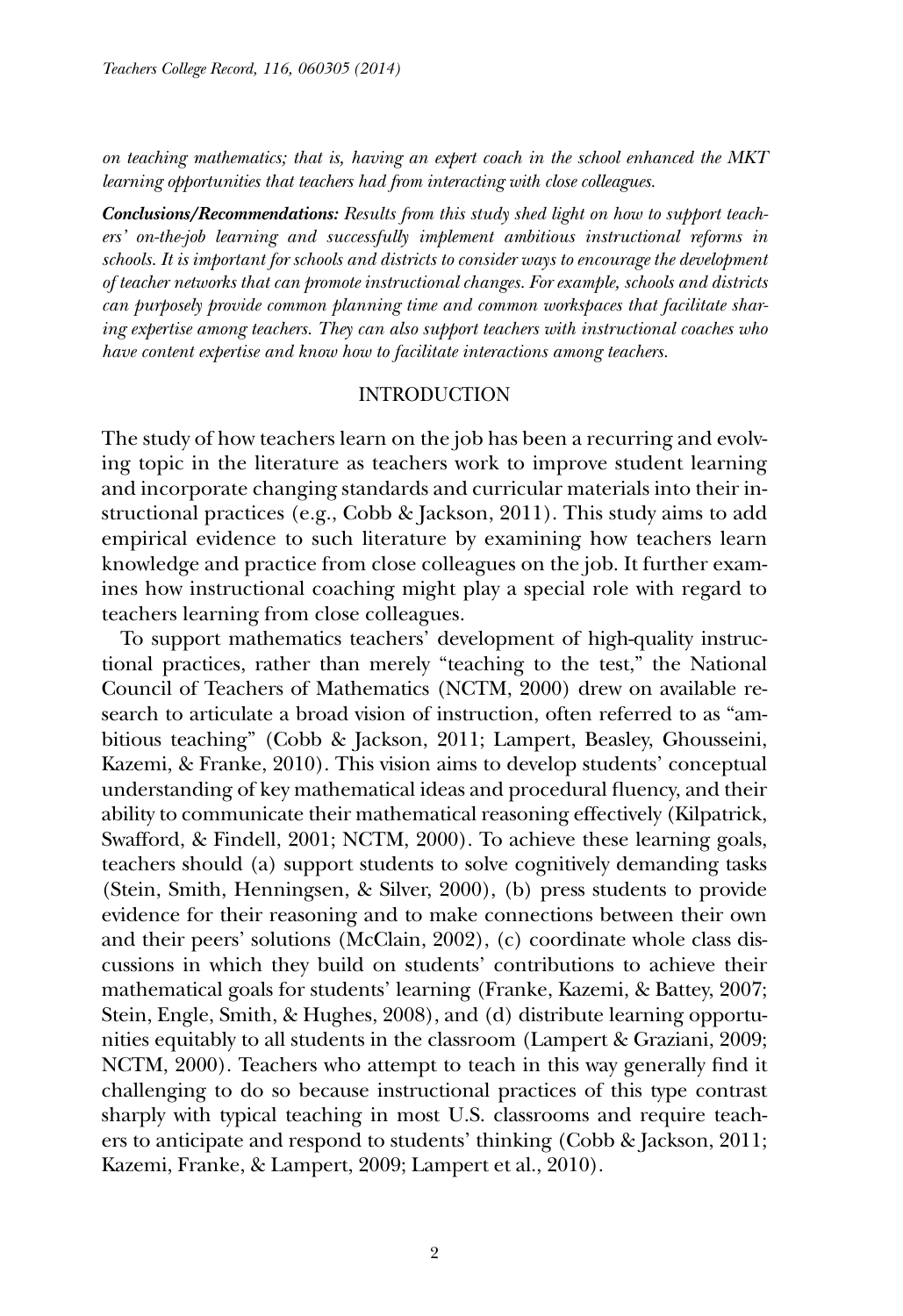*on teaching mathematics; that is, having an expert coach in the school enhanced the MKT learning opportunities that teachers had from interacting with close colleagues.*

***Conclusions/Recommendations:*** *Results from this study shed light on how to support teachers' on-the-job learning and successfully implement ambitious instructional reforms in schools. It is important for schools and districts to consider ways to encourage the development of teacher networks that can promote instructional changes. For example, schools and districts can purposely provide common planning time and common workspaces that facilitate sharing expertise among teachers. They can also support teachers with instructional coaches who have content expertise and know how to facilitate interactions among teachers.*

## INTRODUCTION

The study of how teachers learn on the job has been a recurring and evolving topic in the literature as teachers work to improve student learning and incorporate changing standards and curricular materials into their instructional practices (e.g., Cobb & Jackson, 2011). This study aims to add empirical evidence to such literature by examining how teachers learn knowledge and practice from close colleagues on the job. It further examines how instructional coaching might play a special role with regard to teachers learning from close colleagues.

To support mathematics teachers' development of high-quality instructional practices, rather than merely "teaching to the test," the National Council of Teachers of Mathematics (NCTM, 2000) drew on available research to articulate a broad vision of instruction, often referred to as "ambitious teaching" (Cobb & Jackson, 2011; Lampert, Beasley, Ghousseini, Kazemi, & Franke, 2010). This vision aims to develop students' conceptual understanding of key mathematical ideas and procedural fluency, and their ability to communicate their mathematical reasoning effectively (Kilpatrick, Swafford, & Findell, 2001; NCTM, 2000). To achieve these learning goals, teachers should (a) support students to solve cognitively demanding tasks (Stein, Smith, Henningsen, & Silver, 2000), (b) press students to provide evidence for their reasoning and to make connections between their own and their peers' solutions (McClain, 2002), (c) coordinate whole class discussions in which they build on students' contributions to achieve their mathematical goals for students' learning (Franke, Kazemi, & Battey, 2007; Stein, Engle, Smith, & Hughes, 2008), and (d) distribute learning opportunities equitably to all students in the classroom (Lampert & Graziani, 2009; NCTM, 2000). Teachers who attempt to teach in this way generally find it challenging to do so because instructional practices of this type contrast sharply with typical teaching in most U.S. classrooms and require teachers to anticipate and respond to students' thinking (Cobb & Jackson, 2011; Kazemi, Franke, & Lampert, 2009; Lampert et al., 2010).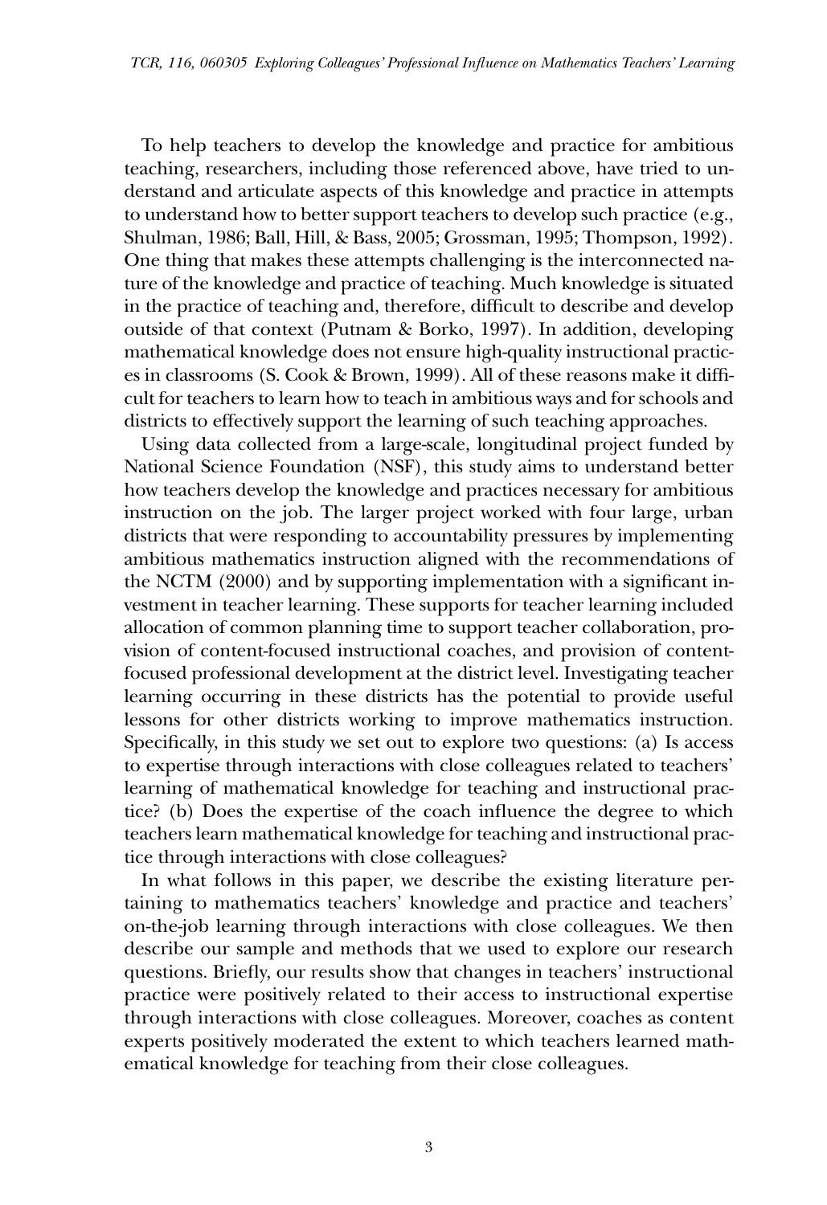To help teachers to develop the knowledge and practice for ambitious teaching, researchers, including those referenced above, have tried to understand and articulate aspects of this knowledge and practice in attempts to understand how to better support teachers to develop such practice (e.g., Shulman, 1986; Ball, Hill, & Bass, 2005; Grossman, 1995; Thompson, 1992). One thing that makes these attempts challenging is the interconnected nature of the knowledge and practice of teaching. Much knowledge is situated in the practice of teaching and, therefore, difficult to describe and develop outside of that context (Putnam & Borko, 1997). In addition, developing mathematical knowledge does not ensure high-quality instructional practices in classrooms (S. Cook & Brown, 1999). All of these reasons make it difficult for teachers to learn how to teach in ambitious ways and for schools and districts to effectively support the learning of such teaching approaches.

Using data collected from a large-scale, longitudinal project funded by National Science Foundation (NSF), this study aims to understand better how teachers develop the knowledge and practices necessary for ambitious instruction on the job. The larger project worked with four large, urban districts that were responding to accountability pressures by implementing ambitious mathematics instruction aligned with the recommendations of the NCTM (2000) and by supporting implementation with a significant investment in teacher learning. These supports for teacher learning included allocation of common planning time to support teacher collaboration, provision of content-focused instructional coaches, and provision of content-focused professional development at the district level. Investigating teacher learning occurring in these districts has the potential to provide useful lessons for other districts working to improve mathematics instruction. Specifically, in this study we set out to explore two questions: (a) Is access to expertise through interactions with close colleagues related to teachers' learning of mathematical knowledge for teaching and instructional practice? (b) Does the expertise of the coach influence the degree to which teachers learn mathematical knowledge for teaching and instructional practice through interactions with close colleagues?

In what follows in this paper, we describe the existing literature pertaining to mathematics teachers' knowledge and practice and teachers' on-the-job learning through interactions with close colleagues. We then describe our sample and methods that we used to explore our research questions. Briefly, our results show that changes in teachers' instructional practice were positively related to their access to instructional expertise through interactions with close colleagues. Moreover, coaches as content experts positively moderated the extent to which teachers learned mathematical knowledge for teaching from their close colleagues.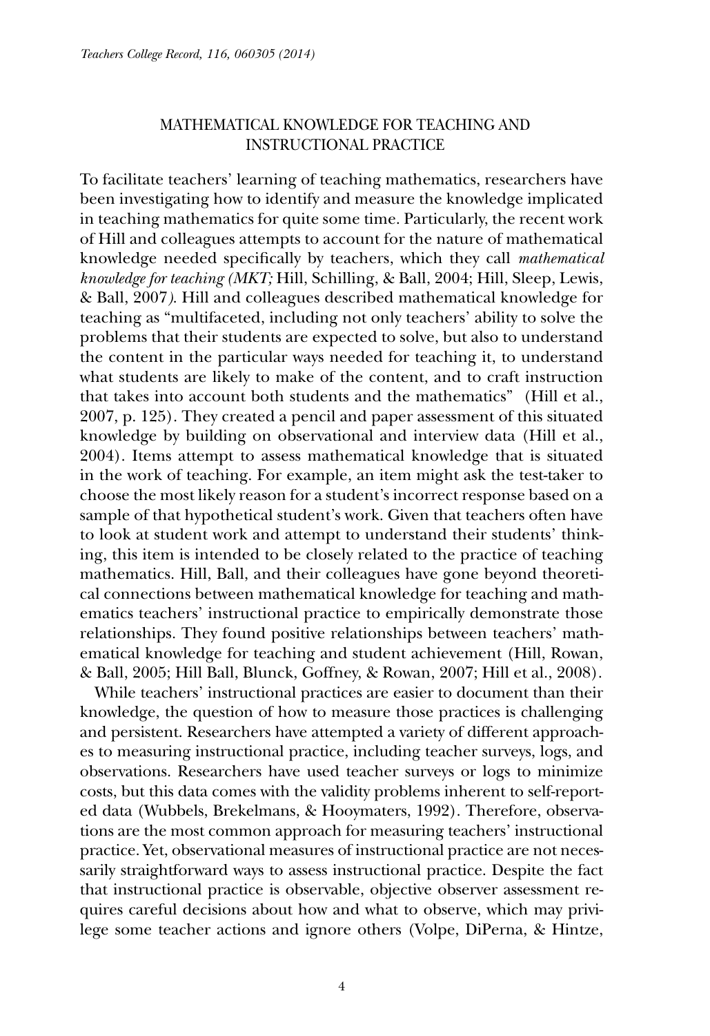## MATHEMATICAL KNOWLEDGE FOR TEACHING AND INSTRUCTIONAL PRACTICE

To facilitate teachers' learning of teaching mathematics, researchers have been investigating how to identify and measure the knowledge implicated in teaching mathematics for quite some time. Particularly, the recent work of Hill and colleagues attempts to account for the nature of mathematical knowledge needed specifically by teachers, which they call *mathematical knowledge for teaching (MKT;* Hill, Schilling, & Ball, 2004; Hill, Sleep, Lewis, & Ball, 2007*)*. Hill and colleagues described mathematical knowledge for teaching as "multifaceted, including not only teachers' ability to solve the problems that their students are expected to solve, but also to understand the content in the particular ways needed for teaching it, to understand what students are likely to make of the content, and to craft instruction that takes into account both students and the mathematics" (Hill et al., 2007, p. 125). They created a pencil and paper assessment of this situated knowledge by building on observational and interview data (Hill et al., 2004). Items attempt to assess mathematical knowledge that is situated in the work of teaching. For example, an item might ask the test-taker to choose the most likely reason for a student's incorrect response based on a sample of that hypothetical student's work. Given that teachers often have to look at student work and attempt to understand their students' thinking, this item is intended to be closely related to the practice of teaching mathematics. Hill, Ball, and their colleagues have gone beyond theoretical connections between mathematical knowledge for teaching and mathematics teachers' instructional practice to empirically demonstrate those relationships. They found positive relationships between teachers' mathematical knowledge for teaching and student achievement (Hill, Rowan, & Ball, 2005; Hill Ball, Blunck, Goffney, & Rowan, 2007; Hill et al., 2008).

While teachers' instructional practices are easier to document than their knowledge, the question of how to measure those practices is challenging and persistent. Researchers have attempted a variety of different approaches to measuring instructional practice, including teacher surveys, logs, and observations. Researchers have used teacher surveys or logs to minimize costs, but this data comes with the validity problems inherent to self-reported data (Wubbels, Brekelmans, & Hooymaters, 1992). Therefore, observations are the most common approach for measuring teachers' instructional practice. Yet, observational measures of instructional practice are not necessarily straightforward ways to assess instructional practice. Despite the fact that instructional practice is observable, objective observer assessment requires careful decisions about how and what to observe, which may privilege some teacher actions and ignore others (Volpe, DiPerna, & Hintze,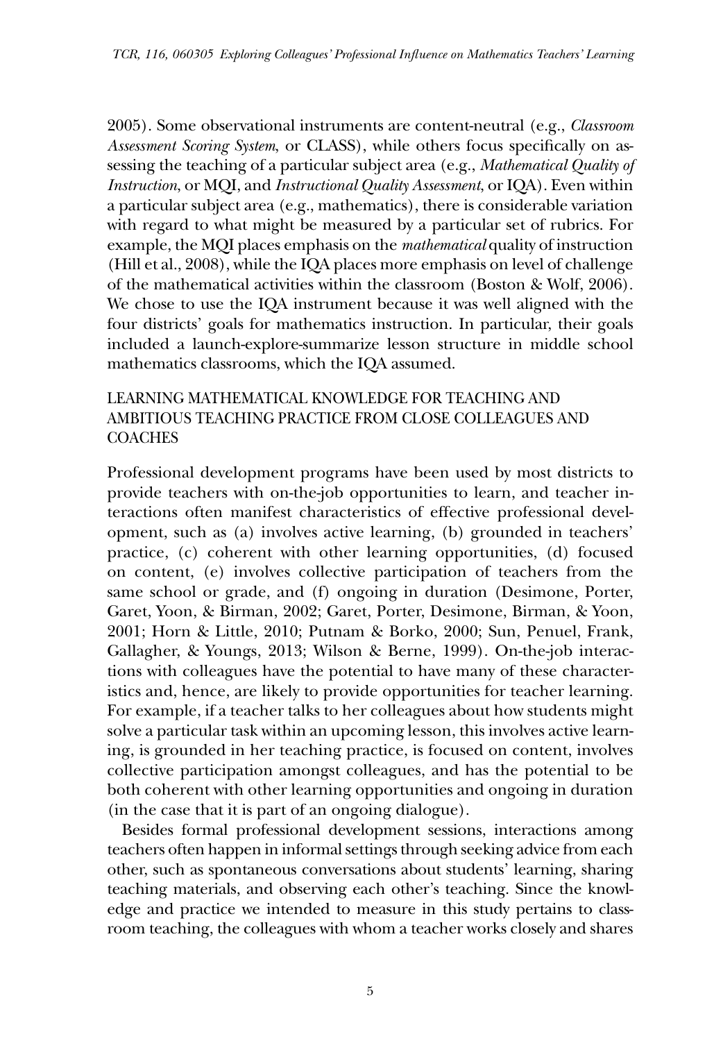2005). Some observational instruments are content-neutral (e.g., *Classroom Assessment Scoring System*, or CLASS), while others focus specifically on assessing the teaching of a particular subject area (e.g., *Mathematical Quality of Instruction*, or MQI, and *Instructional Quality Assessment*, or IQA). Even within a particular subject area (e.g., mathematics), there is considerable variation with regard to what might be measured by a particular set of rubrics. For example, the MQI places emphasis on the *mathematical* quality of instruction (Hill et al., 2008), while the IQA places more emphasis on level of challenge of the mathematical activities within the classroom (Boston & Wolf, 2006). We chose to use the IQA instrument because it was well aligned with the four districts' goals for mathematics instruction. In particular, their goals included a launch-explore-summarize lesson structure in middle school mathematics classrooms, which the IQA assumed.

## LEARNING MATHEMATICAL KNOWLEDGE FOR TEACHING AND AMBITIOUS TEACHING PRACTICE FROM CLOSE COLLEAGUES AND COACHES

Professional development programs have been used by most districts to provide teachers with on-the-job opportunities to learn, and teacher interactions often manifest characteristics of effective professional development, such as (a) involves active learning, (b) grounded in teachers' practice, (c) coherent with other learning opportunities, (d) focused on content, (e) involves collective participation of teachers from the same school or grade, and (f) ongoing in duration (Desimone, Porter, Garet, Yoon, & Birman, 2002; Garet, Porter, Desimone, Birman, & Yoon, 2001; Horn & Little, 2010; Putnam & Borko, 2000; Sun, Penuel, Frank, Gallagher, & Youngs, 2013; Wilson & Berne, 1999). On-the-job interactions with colleagues have the potential to have many of these characteristics and, hence, are likely to provide opportunities for teacher learning. For example, if a teacher talks to her colleagues about how students might solve a particular task within an upcoming lesson, this involves active learning, is grounded in her teaching practice, is focused on content, involves collective participation amongst colleagues, and has the potential to be both coherent with other learning opportunities and ongoing in duration (in the case that it is part of an ongoing dialogue).

Besides formal professional development sessions, interactions among teachers often happen in informal settings through seeking advice from each other, such as spontaneous conversations about students' learning, sharing teaching materials, and observing each other's teaching. Since the knowledge and practice we intended to measure in this study pertains to classroom teaching, the colleagues with whom a teacher works closely and shares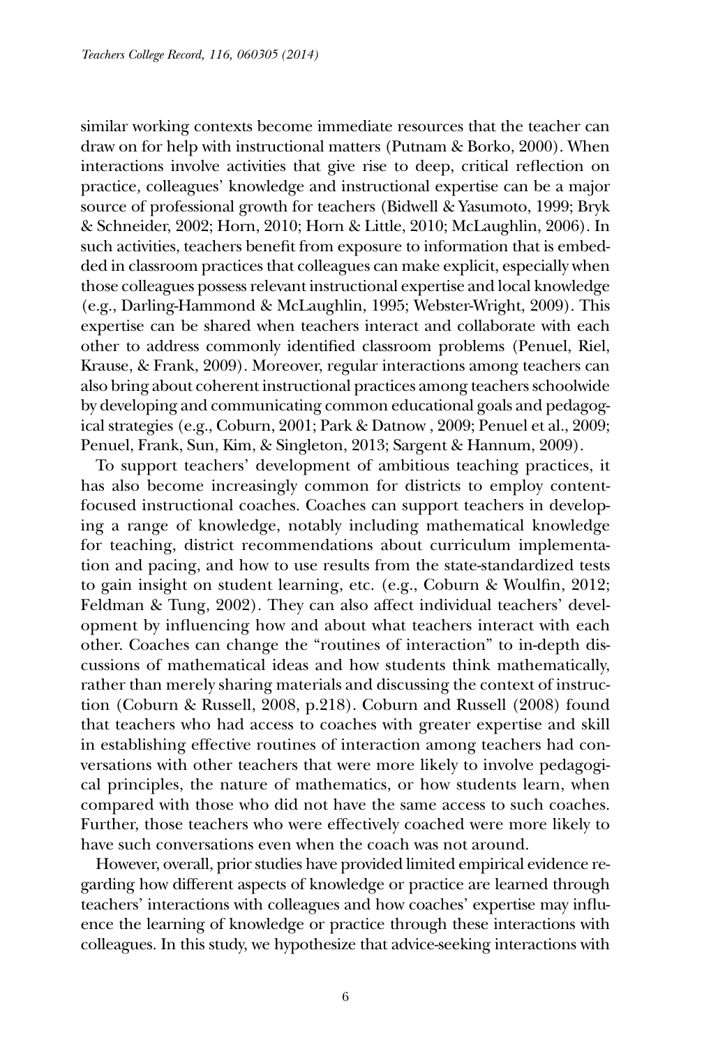similar working contexts become immediate resources that the teacher can draw on for help with instructional matters (Putnam & Borko, 2000). When interactions involve activities that give rise to deep, critical reflection on practice, colleagues' knowledge and instructional expertise can be a major source of professional growth for teachers (Bidwell & Yasumoto, 1999; Bryk & Schneider, 2002; Horn, 2010; Horn & Little, 2010; McLaughlin, 2006). In such activities, teachers benefit from exposure to information that is embedded in classroom practices that colleagues can make explicit, especially when those colleagues possess relevant instructional expertise and local knowledge (e.g., Darling-Hammond & McLaughlin, 1995; Webster-Wright, 2009). This expertise can be shared when teachers interact and collaborate with each other to address commonly identified classroom problems (Penuel, Riel, Krause, & Frank, 2009). Moreover, regular interactions among teachers can also bring about coherent instructional practices among teachers schoolwide by developing and communicating common educational goals and pedagogical strategies (e.g., Coburn, 2001; Park & Datnow , 2009; Penuel et al., 2009; Penuel, Frank, Sun, Kim, & Singleton, 2013; Sargent & Hannum, 2009).

To support teachers' development of ambitious teaching practices, it has also become increasingly common for districts to employ content-focused instructional coaches. Coaches can support teachers in developing a range of knowledge, notably including mathematical knowledge for teaching, district recommendations about curriculum implementation and pacing, and how to use results from the state-standardized tests to gain insight on student learning, etc. (e.g., Coburn & Woulfin, 2012; Feldman & Tung, 2002). They can also affect individual teachers' development by influencing how and about what teachers interact with each other. Coaches can change the "routines of interaction" to in-depth discussions of mathematical ideas and how students think mathematically, rather than merely sharing materials and discussing the context of instruction (Coburn & Russell, 2008, p.218). Coburn and Russell (2008) found that teachers who had access to coaches with greater expertise and skill in establishing effective routines of interaction among teachers had conversations with other teachers that were more likely to involve pedagogical principles, the nature of mathematics, or how students learn, when compared with those who did not have the same access to such coaches. Further, those teachers who were effectively coached were more likely to have such conversations even when the coach was not around.

However, overall, prior studies have provided limited empirical evidence regarding how different aspects of knowledge or practice are learned through teachers' interactions with colleagues and how coaches' expertise may influence the learning of knowledge or practice through these interactions with colleagues. In this study, we hypothesize that advice-seeking interactions with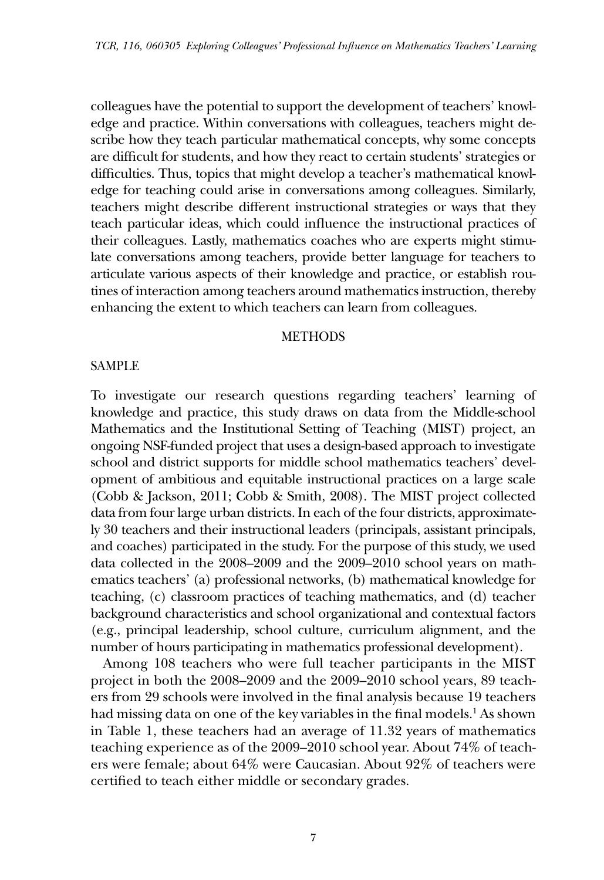colleagues have the potential to support the development of teachers' knowledge and practice. Within conversations with colleagues, teachers might describe how they teach particular mathematical concepts, why some concepts are difficult for students, and how they react to certain students' strategies or difficulties. Thus, topics that might develop a teacher's mathematical knowledge for teaching could arise in conversations among colleagues. Similarly, teachers might describe different instructional strategies or ways that they teach particular ideas, which could influence the instructional practices of their colleagues. Lastly, mathematics coaches who are experts might stimulate conversations among teachers, provide better language for teachers to articulate various aspects of their knowledge and practice, or establish routines of interaction among teachers around mathematics instruction, thereby enhancing the extent to which teachers can learn from colleagues.

## METHODS

### SAMPLE

To investigate our research questions regarding teachers' learning of knowledge and practice, this study draws on data from the Middle-school Mathematics and the Institutional Setting of Teaching (MIST) project, an ongoing NSF-funded project that uses a design-based approach to investigate school and district supports for middle school mathematics teachers' development of ambitious and equitable instructional practices on a large scale (Cobb & Jackson, 2011; Cobb & Smith, 2008). The MIST project collected data from four large urban districts. In each of the four districts, approximately 30 teachers and their instructional leaders (principals, assistant principals, and coaches) participated in the study. For the purpose of this study, we used data collected in the 2008–2009 and the 2009–2010 school years on mathematics teachers' (a) professional networks, (b) mathematical knowledge for teaching, (c) classroom practices of teaching mathematics, and (d) teacher background characteristics and school organizational and contextual factors (e.g., principal leadership, school culture, curriculum alignment, and the number of hours participating in mathematics professional development).

Among 108 teachers who were full teacher participants in the MIST project in both the 2008–2009 and the 2009–2010 school years, 89 teachers from 29 schools were involved in the final analysis because 19 teachers had missing data on one of the key variables in the final models.[1] As shown in Table 1, these teachers had an average of 11.32 years of mathematics teaching experience as of the 2009–2010 school year. About 74% of teachers were female; about 64% were Caucasian. About 92% of teachers were certified to teach either middle or secondary grades.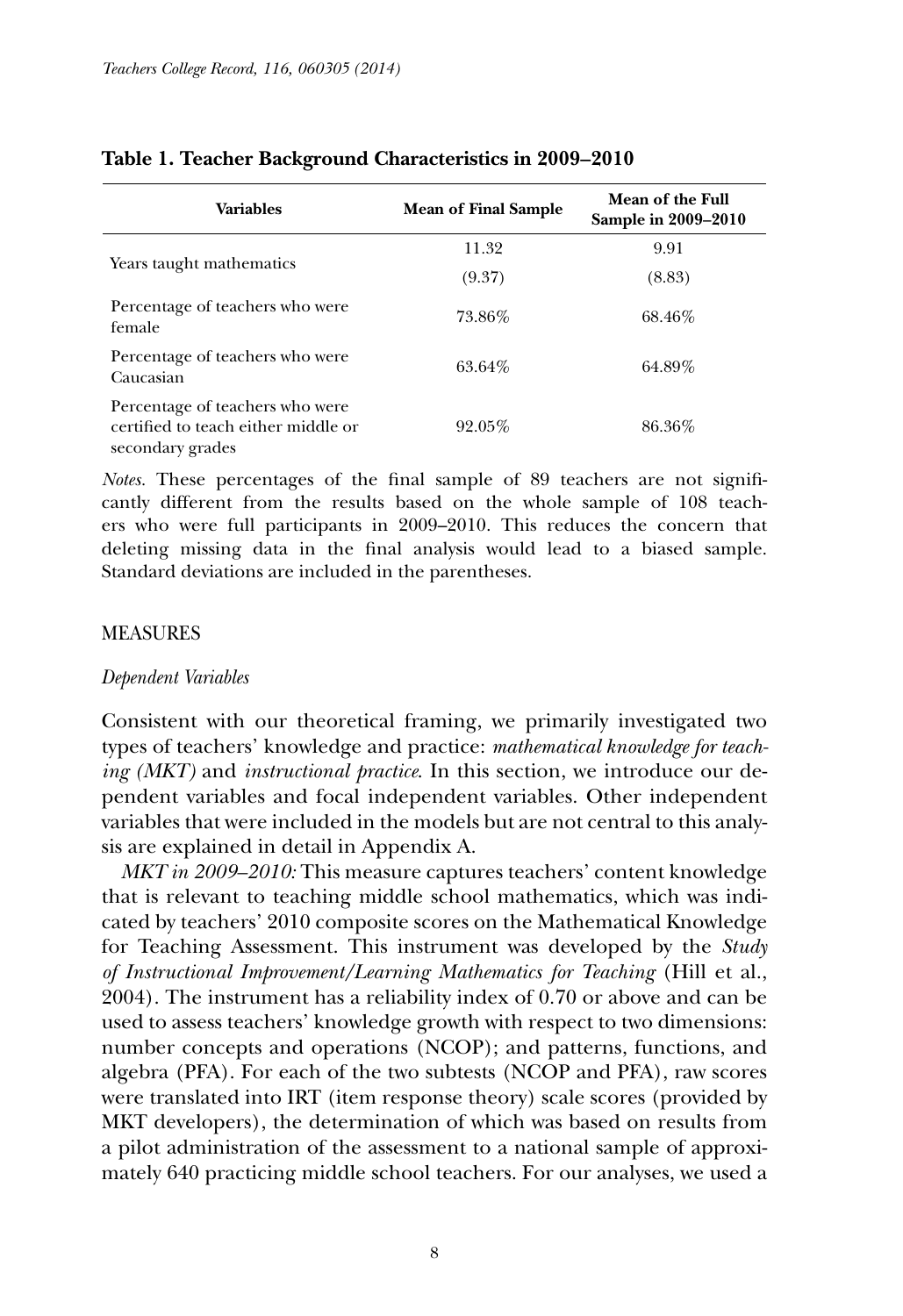**Table 1. Teacher Background Characteristics in 2009–2010**

| Variables | Mean of Final Sample | Mean of the Full Sample in 2009–2010 |
|---|---|---|
| Years taught mathematics | 11.32<br>(9.37) | 9.91<br>(8.83) |
| Percentage of teachers who were female | 73.86% | 68.46% |
| Percentage of teachers who were Caucasian | 63.64% | 64.89% |
| Percentage of teachers who were certified to teach either middle or secondary grades | 92.05% | 86.36% |

*Notes.* These percentages of the final sample of 89 teachers are not significantly different from the results based on the whole sample of 108 teachers who were full participants in 2009–2010. This reduces the concern that deleting missing data in the final analysis would lead to a biased sample. Standard deviations are included in the parentheses.

## MEASURES

### *Dependent Variables*

Consistent with our theoretical framing, we primarily investigated two types of teachers' knowledge and practice: *mathematical knowledge for teaching (MKT)* and *instructional practice*. In this section, we introduce our dependent variables and focal independent variables. Other independent variables that were included in the models but are not central to this analysis are explained in detail in Appendix A.

*MKT in 2009–2010:* This measure captures teachers' content knowledge that is relevant to teaching middle school mathematics, which was indicated by teachers' 2010 composite scores on the Mathematical Knowledge for Teaching Assessment. This instrument was developed by the *Study of Instructional Improvement/Learning Mathematics for Teaching* (Hill et al., 2004). The instrument has a reliability index of 0.70 or above and can be used to assess teachers' knowledge growth with respect to two dimensions: number concepts and operations (NCOP); and patterns, functions, and algebra (PFA). For each of the two subtests (NCOP and PFA), raw scores were translated into IRT (item response theory) scale scores (provided by MKT developers), the determination of which was based on results from a pilot administration of the assessment to a national sample of approximately 640 practicing middle school teachers. For our analyses, we used a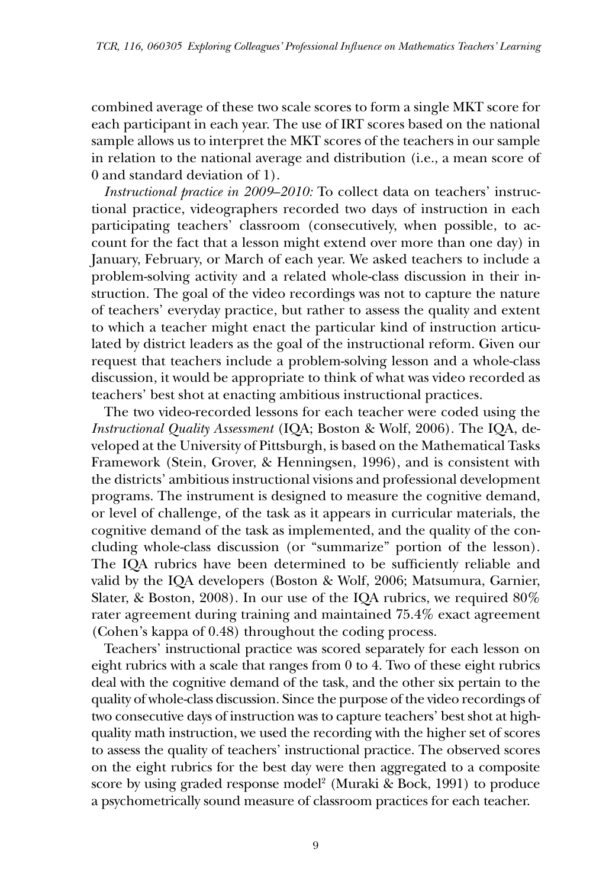combined average of these two scale scores to form a single MKT score for each participant in each year. The use of IRT scores based on the national sample allows us to interpret the MKT scores of the teachers in our sample in relation to the national average and distribution (i.e., a mean score of 0 and standard deviation of 1).

*Instructional practice in 2009–2010:* To collect data on teachers' instructional practice, videographers recorded two days of instruction in each participating teachers' classroom (consecutively, when possible, to account for the fact that a lesson might extend over more than one day) in January, February, or March of each year. We asked teachers to include a problem-solving activity and a related whole-class discussion in their instruction. The goal of the video recordings was not to capture the nature of teachers' everyday practice, but rather to assess the quality and extent to which a teacher might enact the particular kind of instruction articulated by district leaders as the goal of the instructional reform. Given our request that teachers include a problem-solving lesson and a whole-class discussion, it would be appropriate to think of what was video recorded as teachers' best shot at enacting ambitious instructional practices.

The two video-recorded lessons for each teacher were coded using the *Instructional Quality Assessment* (IQA; Boston & Wolf, 2006). The IQA, developed at the University of Pittsburgh, is based on the Mathematical Tasks Framework (Stein, Grover, & Henningsen, 1996), and is consistent with the districts' ambitious instructional visions and professional development programs. The instrument is designed to measure the cognitive demand, or level of challenge, of the task as it appears in curricular materials, the cognitive demand of the task as implemented, and the quality of the concluding whole-class discussion (or "summarize" portion of the lesson). The IQA rubrics have been determined to be sufficiently reliable and valid by the IQA developers (Boston & Wolf, 2006; Matsumura, Garnier, Slater, & Boston, 2008). In our use of the IQA rubrics, we required 80% rater agreement during training and maintained 75.4% exact agreement (Cohen's kappa of 0.48) throughout the coding process.

Teachers' instructional practice was scored separately for each lesson on eight rubrics with a scale that ranges from 0 to 4. Two of these eight rubrics deal with the cognitive demand of the task, and the other six pertain to the quality of whole-class discussion. Since the purpose of the video recordings of two consecutive days of instruction was to capture teachers' best shot at high-quality math instruction, we used the recording with the higher set of scores to assess the quality of teachers' instructional practice. The observed scores on the eight rubrics for the best day were then aggregated to a composite score by using graded response model[2] (Muraki & Bock, 1991) to produce a psychometrically sound measure of classroom practices for each teacher.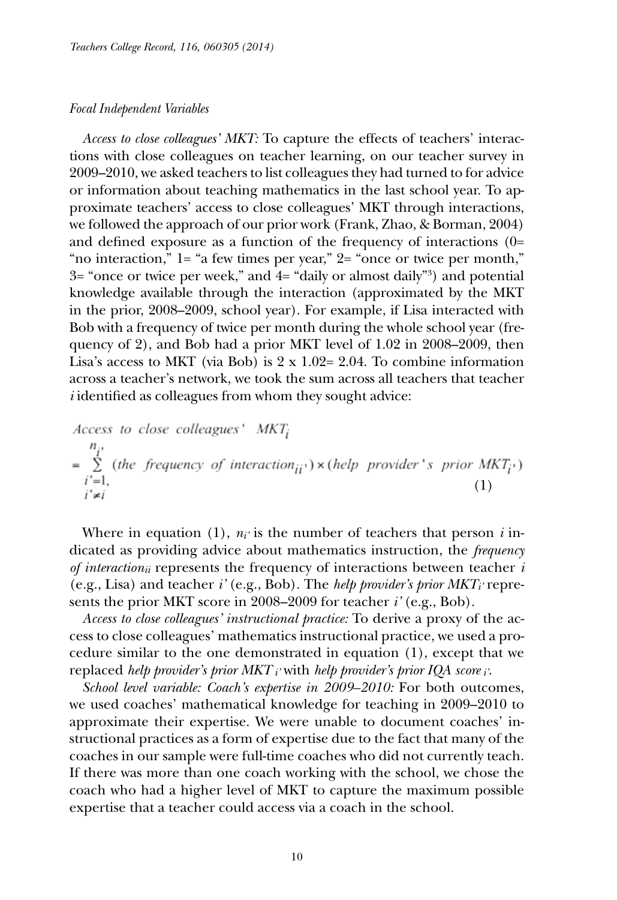*Focal Independent Variables*

*Access to close colleagues' MKT:* To capture the effects of teachers' interactions with close colleagues on teacher learning, on our teacher survey in 2009–2010, we asked teachers to list colleagues they had turned to for advice or information about teaching mathematics in the last school year. To approximate teachers' access to close colleagues' MKT through interactions, we followed the approach of our prior work (Frank, Zhao, & Borman, 2004) and defined exposure as a function of the frequency of interactions (0= "no interaction," 1= "a few times per year," 2= "once or twice per month," 3= "once or twice per week," and 4= "daily or almost daily"[3]) and potential knowledge available through the interaction (approximated by the MKT in the prior, 2008–2009, school year). For example, if Lisa interacted with Bob with a frequency of twice per month during the whole school year (frequency of 2), and Bob had a prior MKT level of 1.02 in 2008–2009, then Lisa's access to MKT (via Bob) is 2 x 1.02= 2.04. To combine information across a teacher's network, we took the sum across all teachers that teacher *i* identified as colleagues from whom they sought advice:

$$Access\ to\ close\ colleagues'\ MKT_i = \sum_{\substack{i'=1,\\ i'\neq i}}^{n_{i'}} (the\ frequency\ of\ interaction_{ii'}) \times (help\ provider's\ prior\ MKT_{i'}) \tag{1}$$

Where in equation (1), $n_{i'}$ is the number of teachers that person $i$ indicated as providing advice about mathematics instruction, the *frequency of interaction*$_{ii}$ represents the frequency of interactions between teacher $i$ (e.g., Lisa) and teacher $i'$ (e.g., Bob). The *help provider's prior MKT*$_{i'}$ represents the prior MKT score in 2008–2009 for teacher $i'$ (e.g., Bob).

*Access to close colleagues' instructional practice:* To derive a proxy of the access to close colleagues' mathematics instructional practice, we used a procedure similar to the one demonstrated in equation (1), except that we replaced *help provider's prior MKT*$_{i'}$ with *help provider's prior IQA score*$_{i'}$.

*School level variable: Coach's expertise in 2009–2010:* For both outcomes, we used coaches' mathematical knowledge for teaching in 2009–2010 to approximate their expertise. We were unable to document coaches' instructional practices as a form of expertise due to the fact that many of the coaches in our sample were full-time coaches who did not currently teach. If there was more than one coach working with the school, we chose the coach who had a higher level of MKT to capture the maximum possible expertise that a teacher could access via a coach in the school.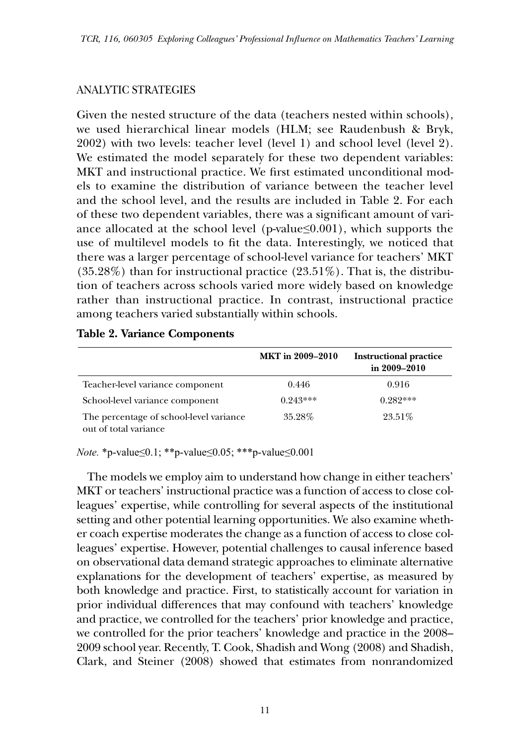## ANALYTIC STRATEGIES

Given the nested structure of the data (teachers nested within schools), we used hierarchical linear models (HLM; see Raudenbush & Bryk, 2002) with two levels: teacher level (level 1) and school level (level 2). We estimated the model separately for these two dependent variables: MKT and instructional practice. We first estimated unconditional models to examine the distribution of variance between the teacher level and the school level, and the results are included in Table 2. For each of these two dependent variables, there was a significant amount of variance allocated at the school level (p-value≤0.001), which supports the use of multilevel models to fit the data. Interestingly, we noticed that there was a larger percentage of school-level variance for teachers' MKT (35.28%) than for instructional practice (23.51%). That is, the distribution of teachers across schools varied more widely based on knowledge rather than instructional practice. In contrast, instructional practice among teachers varied substantially within schools.

**Table 2. Variance Components**

| | MKT in 2009–2010 | Instructional practice in 2009–2010 |
|---|---|---|
| Teacher-level variance component | 0.446 | 0.916 |
| School-level variance component | 0.243*** | 0.282*** |
| The percentage of school-level variance out of total variance | 35.28% | 23.51% |

*Note.* *p-value≤0.1; **p-value≤0.05; ***p-value≤0.001

The models we employ aim to understand how change in either teachers' MKT or teachers' instructional practice was a function of access to close colleagues' expertise, while controlling for several aspects of the institutional setting and other potential learning opportunities. We also examine whether coach expertise moderates the change as a function of access to close colleagues' expertise. However, potential challenges to causal inference based on observational data demand strategic approaches to eliminate alternative explanations for the development of teachers' expertise, as measured by both knowledge and practice. First, to statistically account for variation in prior individual differences that may confound with teachers' knowledge and practice, we controlled for the teachers' prior knowledge and practice, we controlled for the prior teachers' knowledge and practice in the 2008–2009 school year. Recently, T. Cook, Shadish and Wong (2008) and Shadish, Clark, and Steiner (2008) showed that estimates from nonrandomized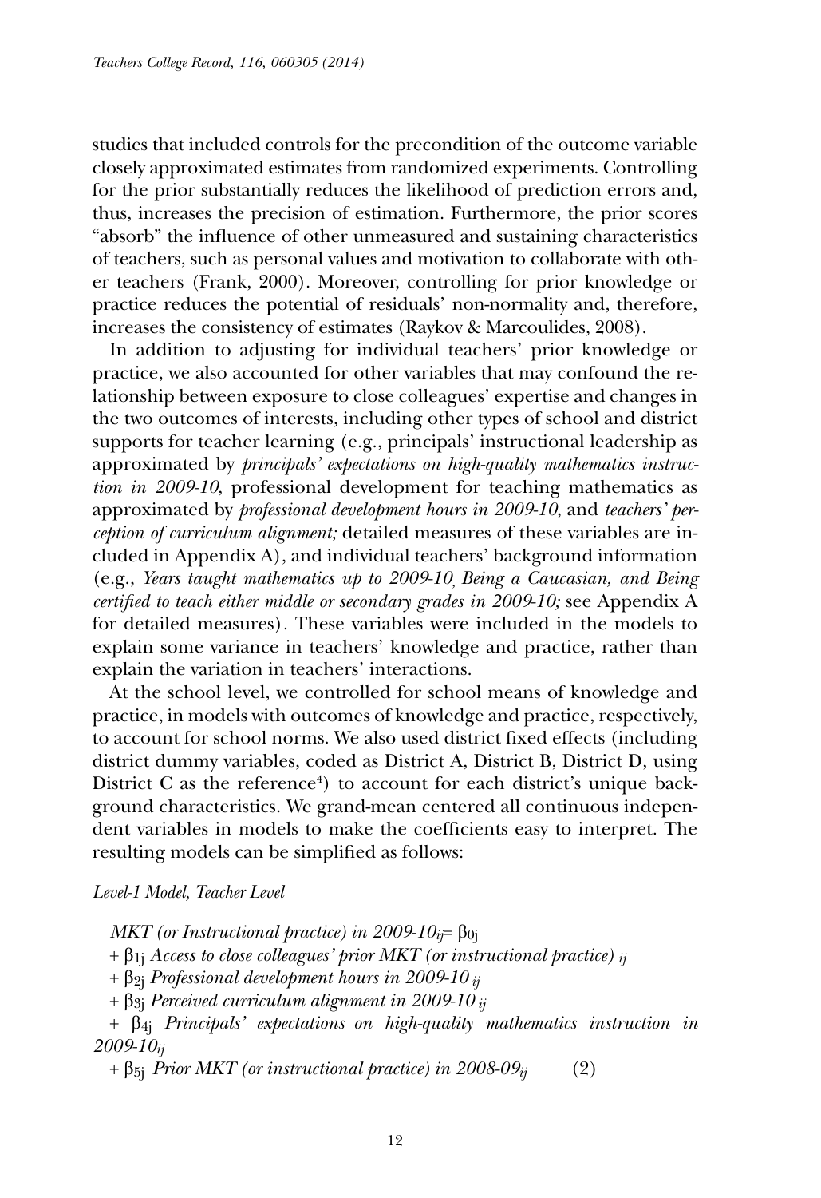studies that included controls for the precondition of the outcome variable closely approximated estimates from randomized experiments. Controlling for the prior substantially reduces the likelihood of prediction errors and, thus, increases the precision of estimation. Furthermore, the prior scores "absorb" the influence of other unmeasured and sustaining characteristics of teachers, such as personal values and motivation to collaborate with other teachers (Frank, 2000). Moreover, controlling for prior knowledge or practice reduces the potential of residuals' non-normality and, therefore, increases the consistency of estimates (Raykov & Marcoulides, 2008).

In addition to adjusting for individual teachers' prior knowledge or practice, we also accounted for other variables that may confound the relationship between exposure to close colleagues' expertise and changes in the two outcomes of interests, including other types of school and district supports for teacher learning (e.g., principals' instructional leadership as approximated by *principals' expectations on high-quality mathematics instruction in 2009-10*, professional development for teaching mathematics as approximated by *professional development hours in 2009-10*, and *teachers' perception of curriculum alignment;* detailed measures of these variables are included in Appendix A), and individual teachers' background information (e.g., *Years taught mathematics up to 2009-10, Being a Caucasian, and Being certified to teach either middle or secondary grades in 2009-10;* see Appendix A for detailed measures). These variables were included in the models to explain some variance in teachers' knowledge and practice, rather than explain the variation in teachers' interactions.

At the school level, we controlled for school means of knowledge and practice, in models with outcomes of knowledge and practice, respectively, to account for school norms. We also used district fixed effects (including district dummy variables, coded as District A, District B, District D, using District C as the reference[4]) to account for each district's unique background characteristics. We grand-mean centered all continuous independent variables in models to make the coefficients easy to interpret. The resulting models can be simplified as follows:

*Level-1 Model, Teacher Level*

*MKT (or Instructional practice) in 2009-10*$_{ij}$ $= \beta_{0j}$

$+ \beta_{1j}$ *Access to close colleagues' prior MKT (or instructional practice)* $_{ij}$

$+ \beta_{2j}$ *Professional development hours in 2009-10* $_{ij}$

$+ \beta_{3j}$ *Perceived curriculum alignment in 2009-10* $_{ij}$

$+ \beta_{4j}$ *Principals' expectations on high-quality mathematics instruction in 2009-10*$_{ij}$

$+ \beta_{5j}$ *Prior MKT (or instructional practice) in 2008-09*$_{ij}$ (2)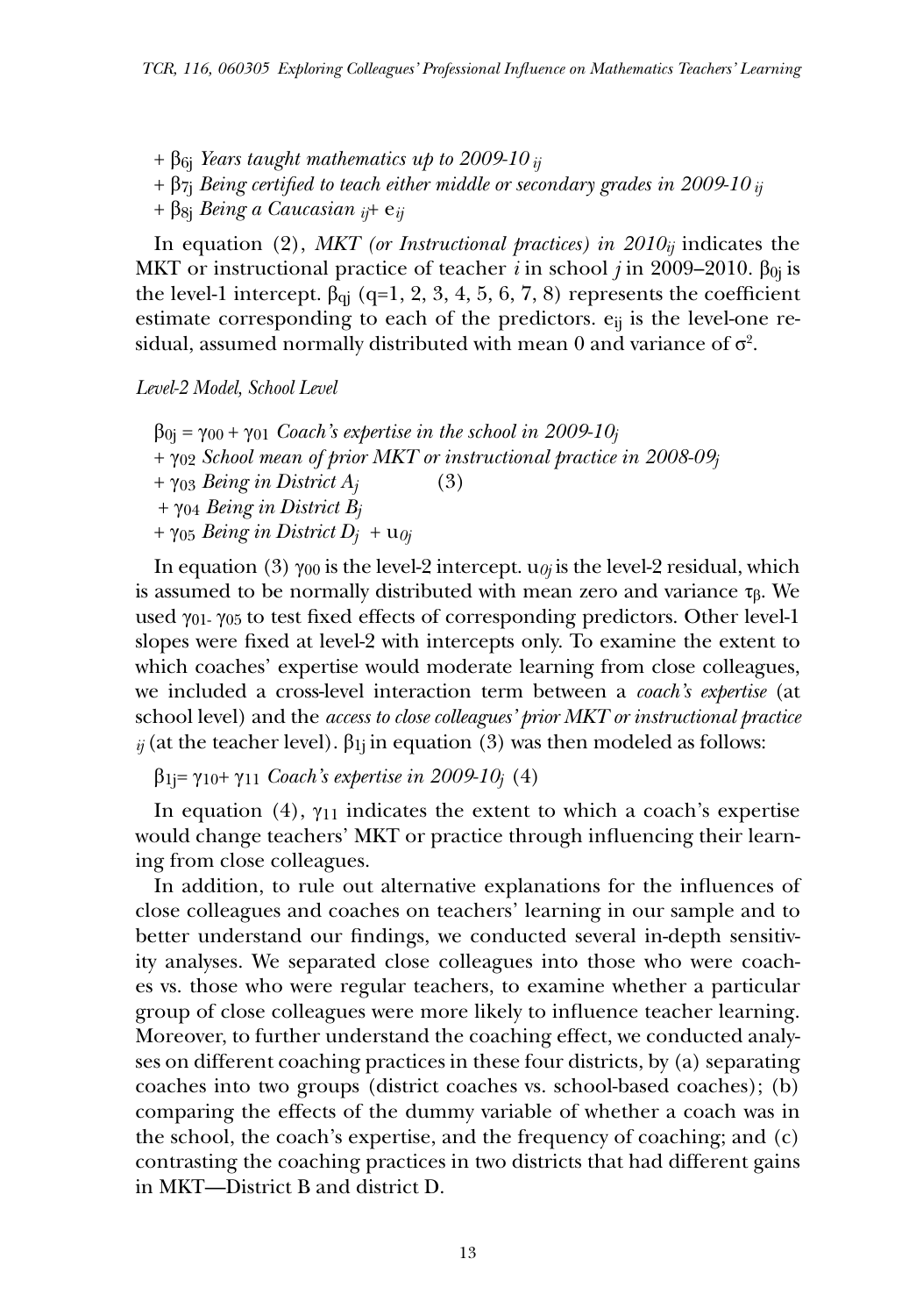$+ \beta_{6j}$ *Years taught mathematics up to 2009-10* $_{ij}$

$+ \beta_{7j}$ *Being certified to teach either middle or secondary grades in 2009-10* $_{ij}$

$+ \beta_{8j}$ *Being a Caucasian* $_{ij} + e_{ij}$

In equation (2), *MKT (or Instructional practices) in 2010*$_{ij}$ indicates the MKT or instructional practice of teacher $i$ in school $j$ in 2009–2010. $\beta_{0j}$ is the level-1 intercept. $\beta_{qj}$ (q=1, 2, 3, 4, 5, 6, 7, 8) represents the coefficient estimate corresponding to each of the predictors. $e_{ij}$ is the level-one residual, assumed normally distributed with mean 0 and variance of $\sigma^2$.

*Level-2 Model, School Level*

$\beta_{0j} = \gamma_{00} + \gamma_{01}$ *Coach's expertise in the school in 2009-10*$_j$

$+ \gamma_{02}$ *School mean of prior MKT or instructional practice in 2008-09*$_j$

$+ \gamma_{03}$ *Being in District A*$_j$ (3)

$+ \gamma_{04}$ *Being in District B*$_j$

$+ \gamma_{05}$ *Being in District D*$_j$ $+ u_{0j}$

In equation (3) $\gamma_{00}$ is the level-2 intercept. $u_{0j}$ is the level-2 residual, which is assumed to be normally distributed with mean zero and variance $\tau_\beta$. We used $\gamma_{01}$- $\gamma_{05}$ to test fixed effects of corresponding predictors. Other level-1 slopes were fixed at level-2 with intercepts only. To examine the extent to which coaches' expertise would moderate learning from close colleagues, we included a cross-level interaction term between a *coach's expertise* (at school level) and the *access to close colleagues' prior MKT or instructional practice* $_{ij}$ (at the teacher level). $\beta_{1j}$ in equation (3) was then modeled as follows:

$\beta_{1j} = \gamma_{10} + \gamma_{11}$ *Coach's expertise in 2009-10*$_j$ (4)

In equation (4), $\gamma_{11}$ indicates the extent to which a coach's expertise would change teachers' MKT or practice through influencing their learning from close colleagues.

In addition, to rule out alternative explanations for the influences of close colleagues and coaches on teachers' learning in our sample and to better understand our findings, we conducted several in-depth sensitivity analyses. We separated close colleagues into those who were coaches vs. those who were regular teachers, to examine whether a particular group of close colleagues were more likely to influence teacher learning. Moreover, to further understand the coaching effect, we conducted analyses on different coaching practices in these four districts, by (a) separating coaches into two groups (district coaches vs. school-based coaches); (b) comparing the effects of the dummy variable of whether a coach was in the school, the coach's expertise, and the frequency of coaching; and (c) contrasting the coaching practices in two districts that had different gains in MKT—District B and district D.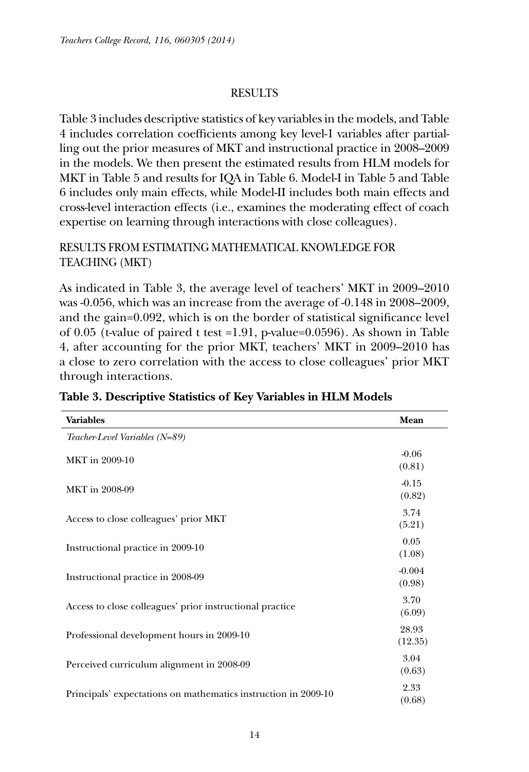## RESULTS

Table 3 includes descriptive statistics of key variables in the models, and Table 4 includes correlation coefficients among key level-1 variables after partialling out the prior measures of MKT and instructional practice in 2008–2009 in the models. We then present the estimated results from HLM models for MKT in Table 5 and results for IQA in Table 6. Model-I in Table 5 and Table 6 includes only main effects, while Model-II includes both main effects and cross-level interaction effects (i.e., examines the moderating effect of coach expertise on learning through interactions with close colleagues).

### RESULTS FROM ESTIMATING MATHEMATICAL KNOWLEDGE FOR TEACHING (MKT)

As indicated in Table 3, the average level of teachers' MKT in 2009–2010 was -0.056, which was an increase from the average of -0.148 in 2008–2009, and the gain=0.092, which is on the border of statistical significance level of 0.05 (t-value of paired t test =1.91, p-value=0.0596). As shown in Table 4, after accounting for the prior MKT, teachers' MKT in 2009–2010 has a close to zero correlation with the access to close colleagues' prior MKT through interactions.

**Table 3. Descriptive Statistics of Key Variables in HLM Models**

| Variables | Mean |
|---|---|
| *Teacher-Level Variables (N=89)* | |
| MKT in 2009-10 | -0.06 (0.81) |
| MKT in 2008-09 | -0.15 (0.82) |
| Access to close colleagues' prior MKT | 3.74 (5.21) |
| Instructional practice in 2009-10 | 0.05 (1.08) |
| Instructional practice in 2008-09 | -0.004 (0.98) |
| Access to close colleagues' prior instructional practice | 3.70 (6.09) |
| Professional development hours in 2009-10 | 28.93 (12.35) |
| Perceived curriculum alignment in 2008-09 | 3.04 (0.63) |
| Principals' expectations on mathematics instruction in 2009-10 | 2.33 (0.68) |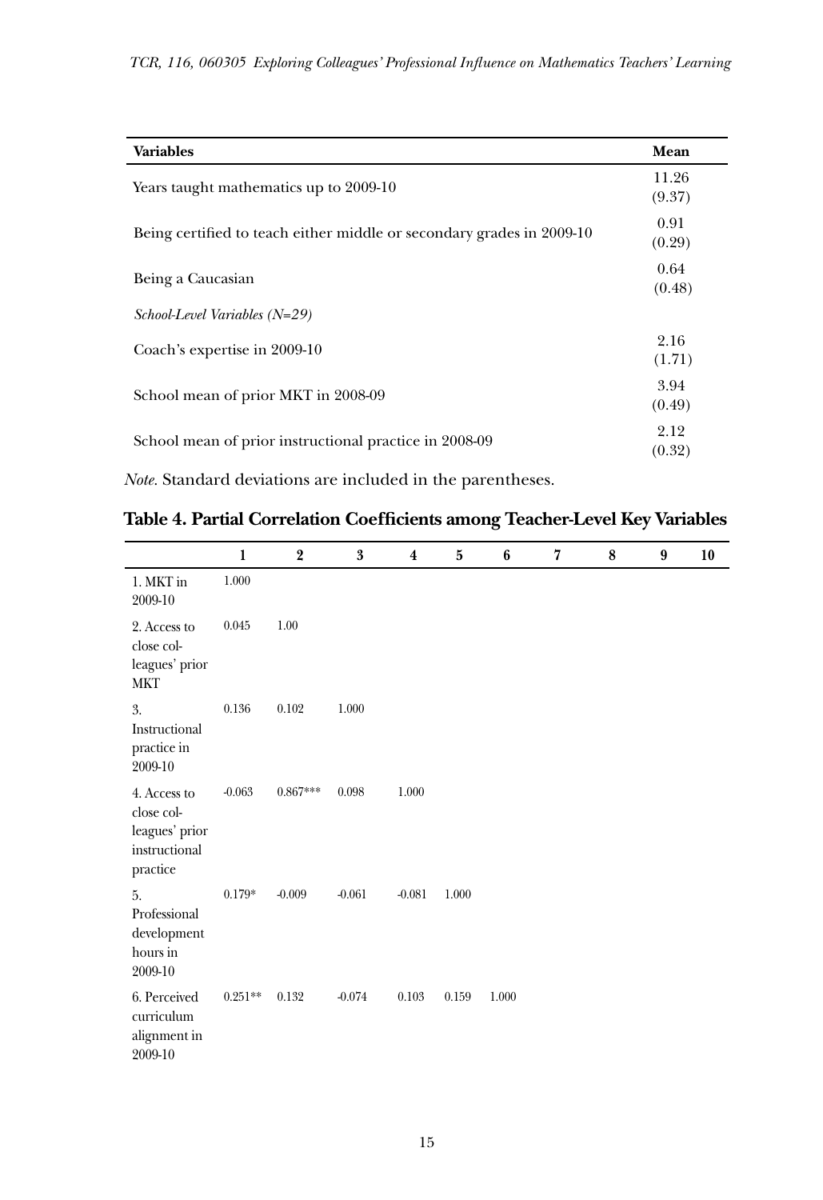| Variables | Mean |
|---|---|
| Years taught mathematics up to 2009-10 | 11.26 (9.37) |
| Being certified to teach either middle or secondary grades in 2009-10 | 0.91 (0.29) |
| Being a Caucasian | 0.64 (0.48) |
| *School-Level Variables (N=29)* | |
| Coach's expertise in 2009-10 | 2.16 (1.71) |
| School mean of prior MKT in 2008-09 | 3.94 (0.49) |
| School mean of prior instructional practice in 2008-09 | 2.12 (0.32) |

*Note.* Standard deviations are included in the parentheses.

**Table 4. Partial Correlation Coefficients among Teacher-Level Key Variables**

| | 1 | 2 | 3 | 4 | 5 | 6 | 7 | 8 | 9 | 10 |
|---|---|---|---|---|---|---|---|---|---|---|
| 1. MKT in 2009-10 | 1.000 | | | | | | | | | |
| 2. Access to close colleagues' prior MKT | 0.045 | 1.00 | | | | | | | | |
| 3. Instructional practice in 2009-10 | 0.136 | 0.102 | 1.000 | | | | | | | |
| 4. Access to close colleagues' prior instructional practice | -0.063 | 0.867*** | 0.098 | 1.000 | | | | | | |
| 5. Professional development hours in 2009-10 | 0.179* | -0.009 | -0.061 | -0.081 | 1.000 | | | | | |
| 6. Perceived curriculum alignment in 2009-10 | 0.251** | 0.132 | -0.074 | 0.103 | 0.159 | 1.000 | | | | |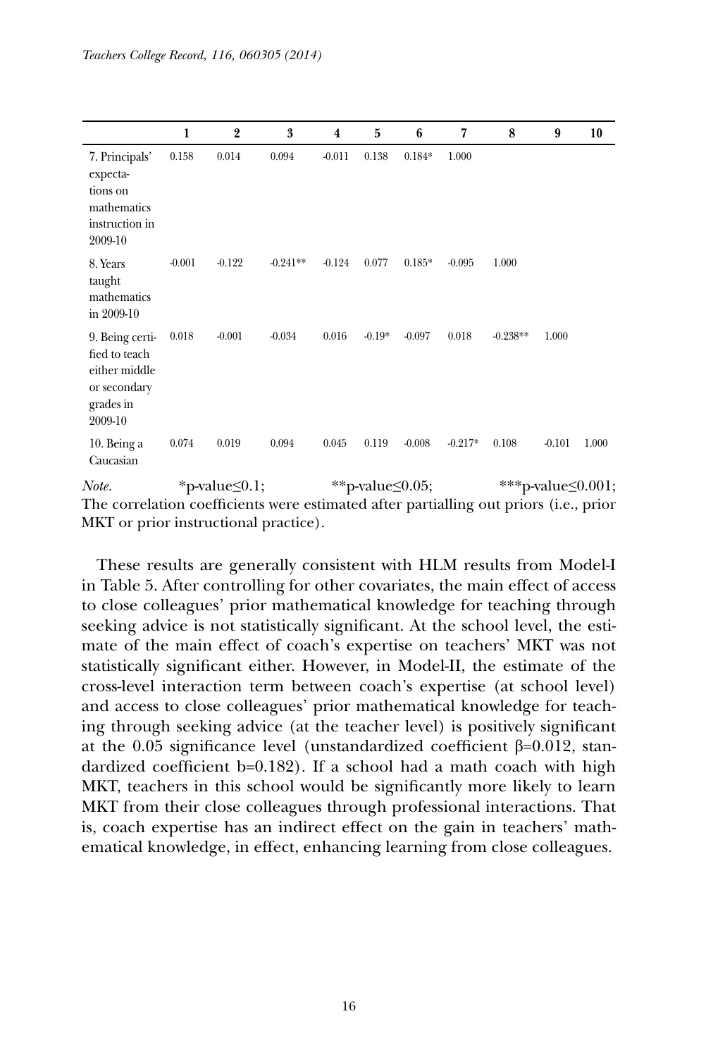| | 1 | 2 | 3 | 4 | 5 | 6 | 7 | 8 | 9 | 10 |
|---|---|---|---|---|---|---|---|---|---|---|
| 7. Principals' expectations on mathematics instruction in 2009-10 | 0.158 | 0.014 | 0.094 | -0.011 | 0.138 | 0.184* | 1.000 | | | |
| 8. Years taught mathematics in 2009-10 | -0.001 | -0.122 | -0.241** | -0.124 | 0.077 | 0.185* | -0.095 | 1.000 | | |
| 9. Being certified to teach either middle or secondary grades in 2009-10 | 0.018 | -0.001 | -0.034 | 0.016 | -0.19* | -0.097 | 0.018 | -0.238** | 1.000 | |
| 10. Being a Caucasian | 0.074 | 0.019 | 0.094 | 0.045 | 0.119 | -0.008 | -0.217* | 0.108 | -0.101 | 1.000 |

*Note.* *p-value≤0.1; **p-value≤0.05; ***p-value≤0.001; The correlation coefficients were estimated after partialling out priors (i.e., prior MKT or prior instructional practice).

These results are generally consistent with HLM results from Model-I in Table 5. After controlling for other covariates, the main effect of access to close colleagues' prior mathematical knowledge for teaching through seeking advice is not statistically significant. At the school level, the estimate of the main effect of coach's expertise on teachers' MKT was not statistically significant either. However, in Model-II, the estimate of the cross-level interaction term between coach's expertise (at school level) and access to close colleagues' prior mathematical knowledge for teaching through seeking advice (at the teacher level) is positively significant at the 0.05 significance level (unstandardized coefficient $\beta$=0.012, standardized coefficient b=0.182). If a school had a math coach with high MKT, teachers in this school would be significantly more likely to learn MKT from their close colleagues through professional interactions. That is, coach expertise has an indirect effect on the gain in teachers' mathematical knowledge, in effect, enhancing learning from close colleagues.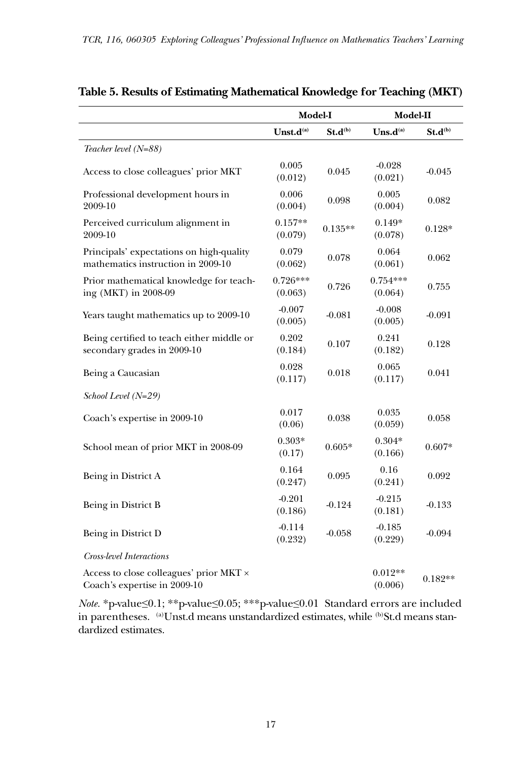**Table 5. Results of Estimating Mathematical Knowledge for Teaching (MKT)**

| | Model-I | | Model-II | |
|---|---|---|---|---|
| | Unst.d[(a)] | St.d[(b)] | Uns.d[(a)] | St.d[(b)] |
| *Teacher level (N=88)* | | | | |
| Access to close colleagues' prior MKT | 0.005 (0.012) | 0.045 | -0.028 (0.021) | -0.045 |
| Professional development hours in 2009-10 | 0.006 (0.004) | 0.098 | 0.005 (0.004) | 0.082 |
| Perceived curriculum alignment in 2009-10 | 0.157** (0.079) | 0.135** | 0.149* (0.078) | 0.128* |
| Principals' expectations on high-quality mathematics instruction in 2009-10 | 0.079 (0.062) | 0.078 | 0.064 (0.061) | 0.062 |
| Prior mathematical knowledge for teaching (MKT) in 2008-09 | 0.726*** (0.063) | 0.726 | 0.754*** (0.064) | 0.755 |
| Years taught mathematics up to 2009-10 | -0.007 (0.005) | -0.081 | -0.008 (0.005) | -0.091 |
| Being certified to teach either middle or secondary grades in 2009-10 | 0.202 (0.184) | 0.107 | 0.241 (0.182) | 0.128 |
| Being a Caucasian | 0.028 (0.117) | 0.018 | 0.065 (0.117) | 0.041 |
| *School Level (N=29)* | | | | |
| Coach's expertise in 2009-10 | 0.017 (0.06) | 0.038 | 0.035 (0.059) | 0.058 |
| School mean of prior MKT in 2008-09 | 0.303* (0.17) | 0.605* | 0.304* (0.166) | 0.607* |
| Being in District A | 0.164 (0.247) | 0.095 | 0.16 (0.241) | 0.092 |
| Being in District B | -0.201 (0.186) | -0.124 | -0.215 (0.181) | -0.133 |
| Being in District D | -0.114 (0.232) | -0.058 | -0.185 (0.229) | -0.094 |
| *Cross-level Interactions* | | | | |
| Access to close colleagues' prior MKT × Coach's expertise in 2009-10 | | | 0.012** (0.006) | 0.182** |

*Note.* *p-value≤0.1; **p-value≤0.05; ***p-value≤0.01 Standard errors are included in parentheses. [(a)]Unst.d means unstandardized estimates, while [(b)]St.d means standardized estimates.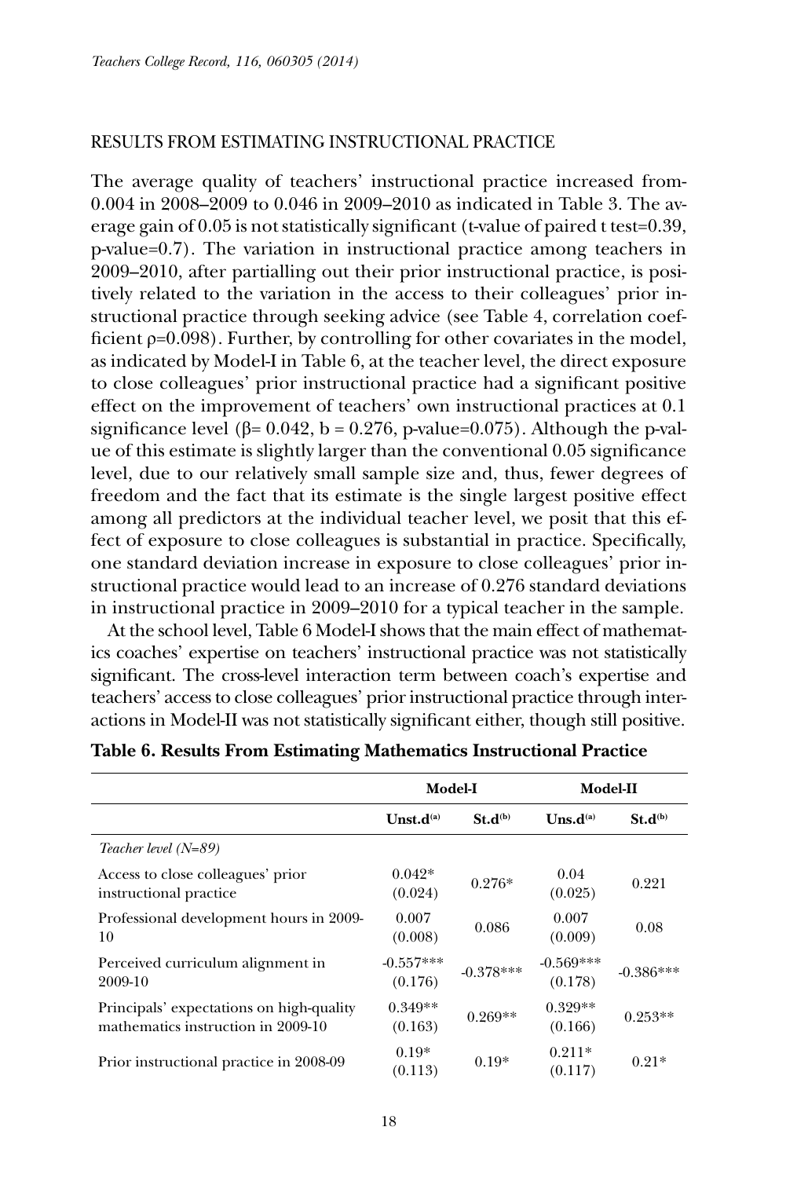RESULTS FROM ESTIMATING INSTRUCTIONAL PRACTICE

The average quality of teachers' instructional practice increased from-0.004 in 2008–2009 to 0.046 in 2009–2010 as indicated in Table 3. The average gain of 0.05 is not statistically significant (t-value of paired t test=0.39, p-value=0.7). The variation in instructional practice among teachers in 2009–2010, after partialling out their prior instructional practice, is positively related to the variation in the access to their colleagues' prior instructional practice through seeking advice (see Table 4, correlation coefficient $\rho=0.098$). Further, by controlling for other covariates in the model, as indicated by Model-I in Table 6, at the teacher level, the direct exposure to close colleagues' prior instructional practice had a significant positive effect on the improvement of teachers' own instructional practices at 0.1 significance level ($\beta= 0.042$, $b = 0.276$, p-value=0.075). Although the p-value of this estimate is slightly larger than the conventional 0.05 significance level, due to our relatively small sample size and, thus, fewer degrees of freedom and the fact that its estimate is the single largest positive effect among all predictors at the individual teacher level, we posit that this effect of exposure to close colleagues is substantial in practice. Specifically, one standard deviation increase in exposure to close colleagues' prior instructional practice would lead to an increase of 0.276 standard deviations in instructional practice in 2009–2010 for a typical teacher in the sample.

At the school level, Table 6 Model-I shows that the main effect of mathematics coaches' expertise on teachers' instructional practice was not statistically significant. The cross-level interaction term between coach's expertise and teachers' access to close colleagues' prior instructional practice through interactions in Model-II was not statistically significant either, though still positive.

**Table 6. Results From Estimating Mathematics Instructional Practice**

| | Model-I | | Model-II | |
|---|---|---|---|---|
| | Unst.d[(a)] | St.d[(b)] | Uns.d[(a)] | St.d[(b)] |
| *Teacher level (N=89)* | | | | |
| Access to close colleagues' prior instructional practice | 0.042* (0.024) | 0.276* | 0.04 (0.025) | 0.221 |
| Professional development hours in 2009-10 | 0.007 (0.008) | 0.086 | 0.007 (0.009) | 0.08 |
| Perceived curriculum alignment in 2009-10 | -0.557*** (0.176) | -0.378*** | -0.569*** (0.178) | -0.386*** |
| Principals' expectations on high-quality mathematics instruction in 2009-10 | 0.349** (0.163) | 0.269** | 0.329** (0.166) | 0.253** |
| Prior instructional practice in 2008-09 | 0.19* (0.113) | 0.19* | 0.211* (0.117) | 0.21* |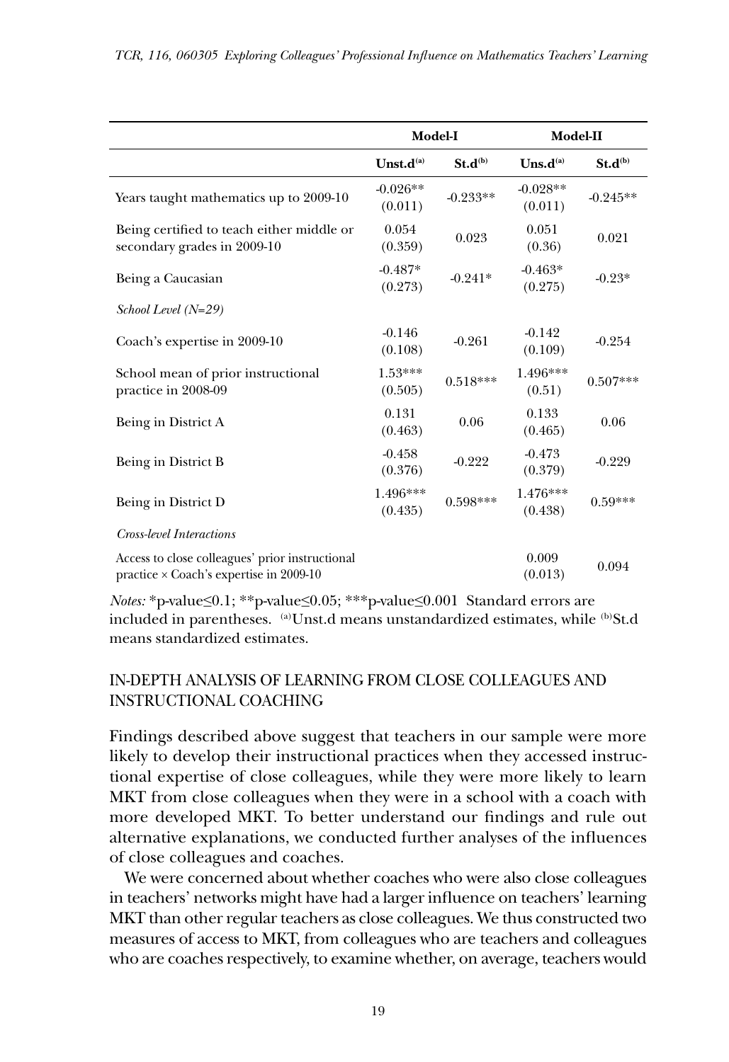| | Model-I | | Model-II | |
|---|---|---|---|---|
| | Unst.d[(a)] | St.d[(b)] | Uns.d[(a)] | St.d[(b)] |
| Years taught mathematics up to 2009-10 | -0.026** (0.011) | -0.233** | -0.028** (0.011) | -0.245** |
| Being certified to teach either middle or secondary grades in 2009-10 | 0.054 (0.359) | 0.023 | 0.051 (0.36) | 0.021 |
| Being a Caucasian | -0.487* (0.273) | -0.241* | -0.463* (0.275) | -0.23* |
| *School Level (N=29)* | | | | |
| Coach's expertise in 2009-10 | -0.146 (0.108) | -0.261 | -0.142 (0.109) | -0.254 |
| School mean of prior instructional practice in 2008-09 | 1.53*** (0.505) | 0.518*** | 1.496*** (0.51) | 0.507*** |
| Being in District A | 0.131 (0.463) | 0.06 | 0.133 (0.465) | 0.06 |
| Being in District B | -0.458 (0.376) | -0.222 | -0.473 (0.379) | -0.229 |
| Being in District D | 1.496*** (0.435) | 0.598*** | 1.476*** (0.438) | 0.59*** |
| *Cross-level Interactions* | | | | |
| Access to close colleagues' prior instructional practice × Coach's expertise in 2009-10 | | | 0.009 (0.013) | 0.094 |

*Notes:* *p-value≤0.1; **p-value≤0.05; ***p-value≤0.001 Standard errors are included in parentheses. [(a)]Unst.d means unstandardized estimates, while [(b)]St.d means standardized estimates.

## IN-DEPTH ANALYSIS OF LEARNING FROM CLOSE COLLEAGUES AND INSTRUCTIONAL COACHING

Findings described above suggest that teachers in our sample were more likely to develop their instructional practices when they accessed instructional expertise of close colleagues, while they were more likely to learn MKT from close colleagues when they were in a school with a coach with more developed MKT. To better understand our findings and rule out alternative explanations, we conducted further analyses of the influences of close colleagues and coaches.

We were concerned about whether coaches who were also close colleagues in teachers' networks might have had a larger influence on teachers' learning MKT than other regular teachers as close colleagues. We thus constructed two measures of access to MKT, from colleagues who are teachers and colleagues who are coaches respectively, to examine whether, on average, teachers would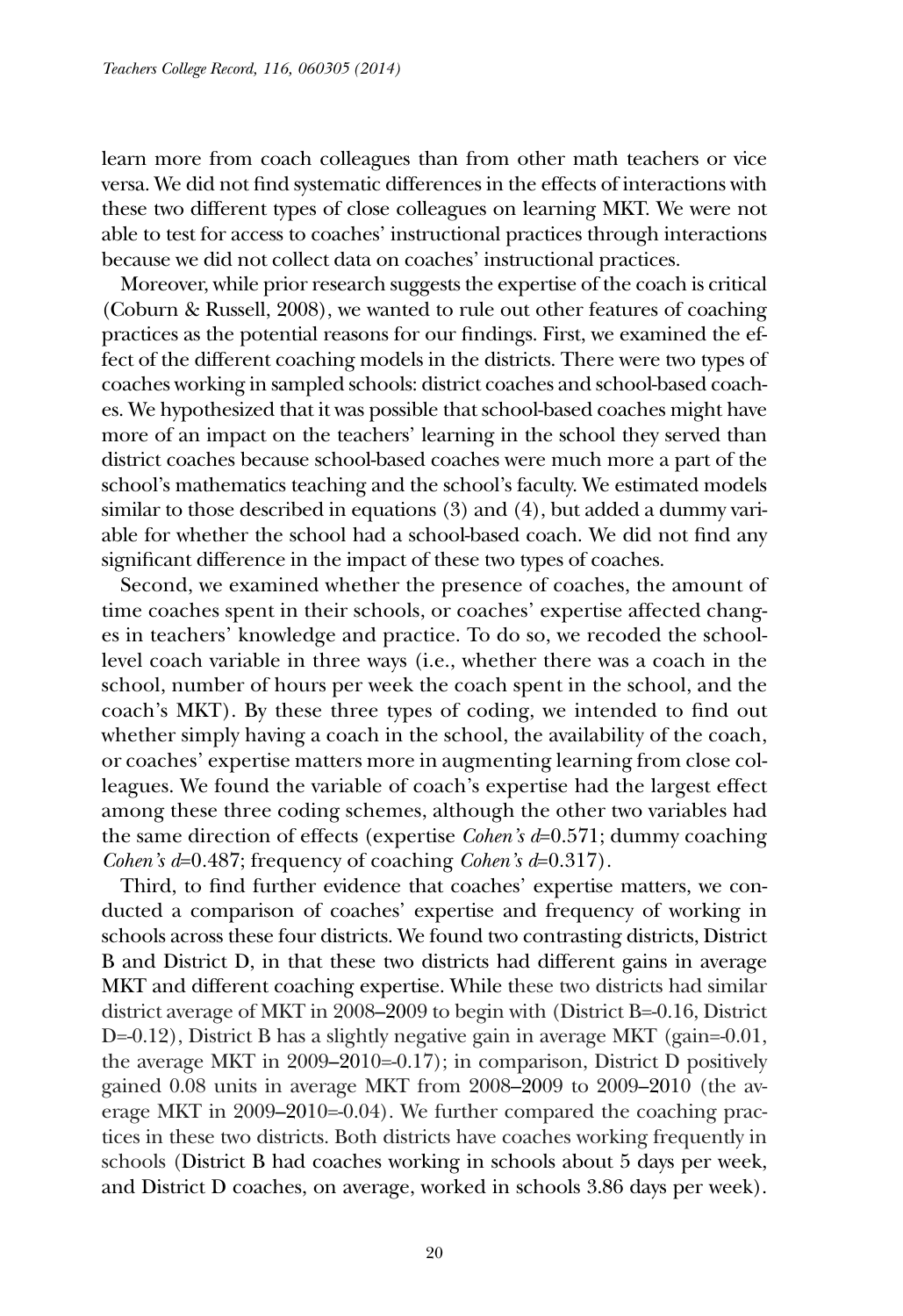learn more from coach colleagues than from other math teachers or vice versa. We did not find systematic differences in the effects of interactions with these two different types of close colleagues on learning MKT. We were not able to test for access to coaches' instructional practices through interactions because we did not collect data on coaches' instructional practices.

Moreover, while prior research suggests the expertise of the coach is critical (Coburn & Russell, 2008), we wanted to rule out other features of coaching practices as the potential reasons for our findings. First, we examined the effect of the different coaching models in the districts. There were two types of coaches working in sampled schools: district coaches and school-based coaches. We hypothesized that it was possible that school-based coaches might have more of an impact on the teachers' learning in the school they served than district coaches because school-based coaches were much more a part of the school's mathematics teaching and the school's faculty. We estimated models similar to those described in equations (3) and (4), but added a dummy variable for whether the school had a school-based coach. We did not find any significant difference in the impact of these two types of coaches.

Second, we examined whether the presence of coaches, the amount of time coaches spent in their schools, or coaches' expertise affected changes in teachers' knowledge and practice. To do so, we recoded the school-level coach variable in three ways (i.e., whether there was a coach in the school, number of hours per week the coach spent in the school, and the coach's MKT). By these three types of coding, we intended to find out whether simply having a coach in the school, the availability of the coach, or coaches' expertise matters more in augmenting learning from close colleagues. We found the variable of coach's expertise had the largest effect among these three coding schemes, although the other two variables had the same direction of effects (expertise *Cohen's d*=0.571; dummy coaching *Cohen's d*=0.487; frequency of coaching *Cohen's d*=0.317).

Third, to find further evidence that coaches' expertise matters, we conducted a comparison of coaches' expertise and frequency of working in schools across these four districts. We found two contrasting districts, District B and District D, in that these two districts had different gains in average MKT and different coaching expertise. While these two districts had similar district average of MKT in 2008–2009 to begin with (District B=-0.16, District D=-0.12), District B has a slightly negative gain in average MKT (gain=-0.01, the average MKT in 2009–2010=-0.17); in comparison, District D positively gained 0.08 units in average MKT from 2008–2009 to 2009–2010 (the average MKT in 2009–2010=-0.04). We further compared the coaching practices in these two districts. Both districts have coaches working frequently in schools (District B had coaches working in schools about 5 days per week, and District D coaches, on average, worked in schools 3.86 days per week).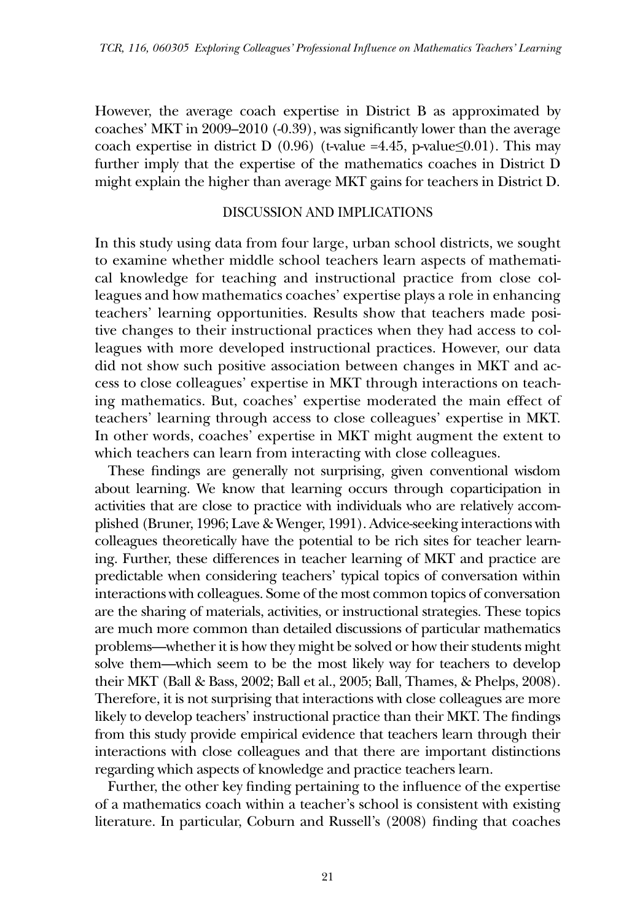However, the average coach expertise in District B as approximated by coaches' MKT in 2009–2010 (-0.39), was significantly lower than the average coach expertise in district D (0.96) (t-value =4.45, p-value≤0.01). This may further imply that the expertise of the mathematics coaches in District D might explain the higher than average MKT gains for teachers in District D.

## DISCUSSION AND IMPLICATIONS

In this study using data from four large, urban school districts, we sought to examine whether middle school teachers learn aspects of mathematical knowledge for teaching and instructional practice from close colleagues and how mathematics coaches' expertise plays a role in enhancing teachers' learning opportunities. Results show that teachers made positive changes to their instructional practices when they had access to colleagues with more developed instructional practices. However, our data did not show such positive association between changes in MKT and access to close colleagues' expertise in MKT through interactions on teaching mathematics. But, coaches' expertise moderated the main effect of teachers' learning through access to close colleagues' expertise in MKT. In other words, coaches' expertise in MKT might augment the extent to which teachers can learn from interacting with close colleagues.

These findings are generally not surprising, given conventional wisdom about learning. We know that learning occurs through coparticipation in activities that are close to practice with individuals who are relatively accomplished (Bruner, 1996; Lave & Wenger, 1991). Advice-seeking interactions with colleagues theoretically have the potential to be rich sites for teacher learning. Further, these differences in teacher learning of MKT and practice are predictable when considering teachers' typical topics of conversation within interactions with colleagues. Some of the most common topics of conversation are the sharing of materials, activities, or instructional strategies. These topics are much more common than detailed discussions of particular mathematics problems—whether it is how they might be solved or how their students might solve them—which seem to be the most likely way for teachers to develop their MKT (Ball & Bass, 2002; Ball et al., 2005; Ball, Thames, & Phelps, 2008). Therefore, it is not surprising that interactions with close colleagues are more likely to develop teachers' instructional practice than their MKT. The findings from this study provide empirical evidence that teachers learn through their interactions with close colleagues and that there are important distinctions regarding which aspects of knowledge and practice teachers learn.

Further, the other key finding pertaining to the influence of the expertise of a mathematics coach within a teacher's school is consistent with existing literature. In particular, Coburn and Russell's (2008) finding that coaches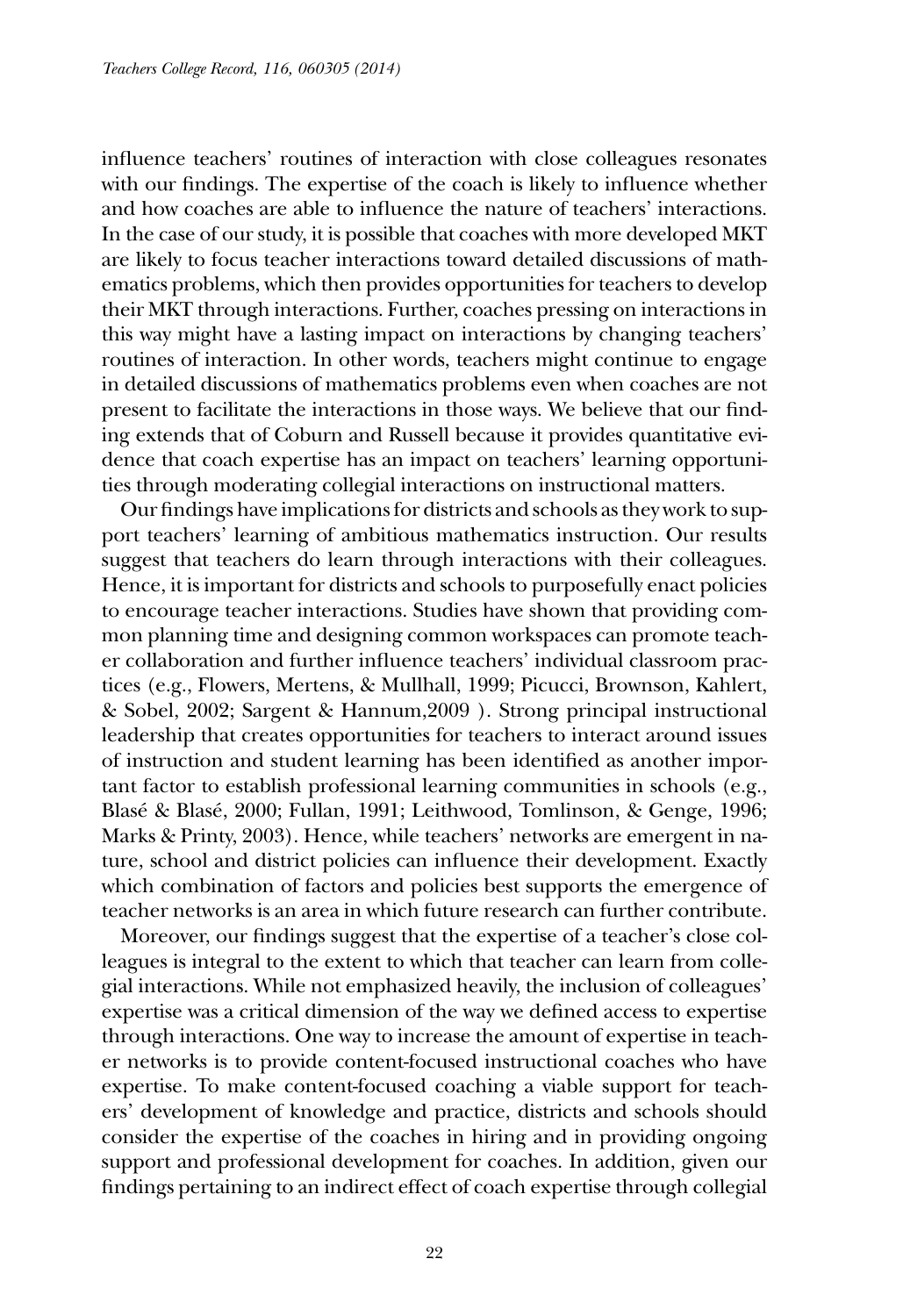influence teachers' routines of interaction with close colleagues resonates with our findings. The expertise of the coach is likely to influence whether and how coaches are able to influence the nature of teachers' interactions. In the case of our study, it is possible that coaches with more developed MKT are likely to focus teacher interactions toward detailed discussions of mathematics problems, which then provides opportunities for teachers to develop their MKT through interactions. Further, coaches pressing on interactions in this way might have a lasting impact on interactions by changing teachers' routines of interaction. In other words, teachers might continue to engage in detailed discussions of mathematics problems even when coaches are not present to facilitate the interactions in those ways. We believe that our finding extends that of Coburn and Russell because it provides quantitative evidence that coach expertise has an impact on teachers' learning opportunities through moderating collegial interactions on instructional matters.

Our findings have implications for districts and schools as they work to support teachers' learning of ambitious mathematics instruction. Our results suggest that teachers do learn through interactions with their colleagues. Hence, it is important for districts and schools to purposefully enact policies to encourage teacher interactions. Studies have shown that providing common planning time and designing common workspaces can promote teacher collaboration and further influence teachers' individual classroom practices (e.g., Flowers, Mertens, & Mullhall, 1999; Picucci, Brownson, Kahlert, & Sobel, 2002; Sargent & Hannum,2009 ). Strong principal instructional leadership that creates opportunities for teachers to interact around issues of instruction and student learning has been identified as another important factor to establish professional learning communities in schools (e.g., Blasé & Blasé, 2000; Fullan, 1991; Leithwood, Tomlinson, & Genge, 1996; Marks & Printy, 2003). Hence, while teachers' networks are emergent in nature, school and district policies can influence their development. Exactly which combination of factors and policies best supports the emergence of teacher networks is an area in which future research can further contribute.

Moreover, our findings suggest that the expertise of a teacher's close colleagues is integral to the extent to which that teacher can learn from collegial interactions. While not emphasized heavily, the inclusion of colleagues' expertise was a critical dimension of the way we defined access to expertise through interactions. One way to increase the amount of expertise in teacher networks is to provide content-focused instructional coaches who have expertise. To make content-focused coaching a viable support for teachers' development of knowledge and practice, districts and schools should consider the expertise of the coaches in hiring and in providing ongoing support and professional development for coaches. In addition, given our findings pertaining to an indirect effect of coach expertise through collegial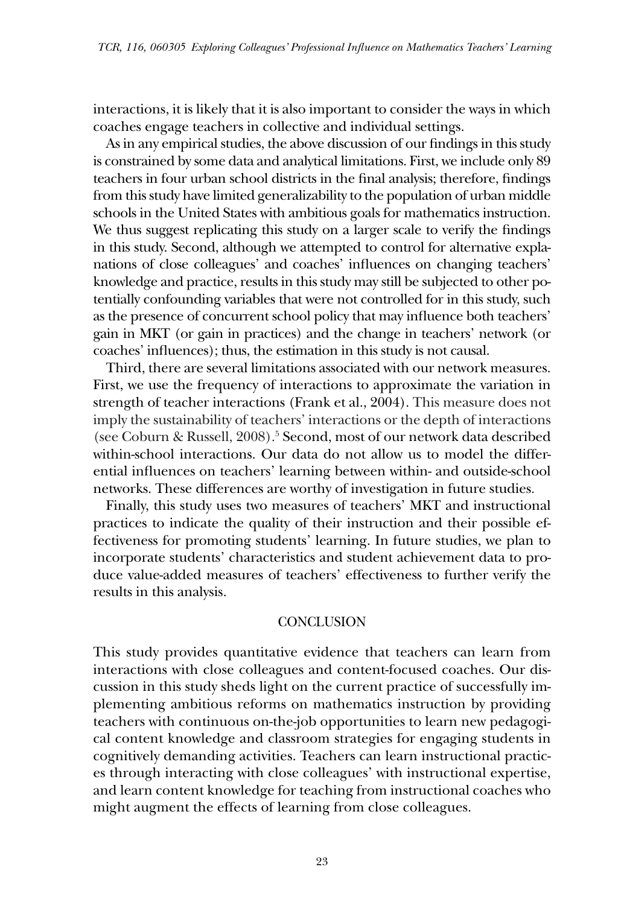interactions, it is likely that it is also important to consider the ways in which coaches engage teachers in collective and individual settings.

As in any empirical studies, the above discussion of our findings in this study is constrained by some data and analytical limitations. First, we include only 89 teachers in four urban school districts in the final analysis; therefore, findings from this study have limited generalizability to the population of urban middle schools in the United States with ambitious goals for mathematics instruction. We thus suggest replicating this study on a larger scale to verify the findings in this study. Second, although we attempted to control for alternative explanations of close colleagues' and coaches' influences on changing teachers' knowledge and practice, results in this study may still be subjected to other potentially confounding variables that were not controlled for in this study, such as the presence of concurrent school policy that may influence both teachers' gain in MKT (or gain in practices) and the change in teachers' network (or coaches' influences); thus, the estimation in this study is not causal.

Third, there are several limitations associated with our network measures. First, we use the frequency of interactions to approximate the variation in strength of teacher interactions (Frank et al., 2004). This measure does not imply the sustainability of teachers' interactions or the depth of interactions (see Coburn & Russell, 2008).[5] Second, most of our network data described within-school interactions. Our data do not allow us to model the differential influences on teachers' learning between within- and outside-school networks. These differences are worthy of investigation in future studies.

Finally, this study uses two measures of teachers' MKT and instructional practices to indicate the quality of their instruction and their possible effectiveness for promoting students' learning. In future studies, we plan to incorporate students' characteristics and student achievement data to produce value-added measures of teachers' effectiveness to further verify the results in this analysis.

## CONCLUSION

This study provides quantitative evidence that teachers can learn from interactions with close colleagues and content-focused coaches. Our discussion in this study sheds light on the current practice of successfully implementing ambitious reforms on mathematics instruction by providing teachers with continuous on-the-job opportunities to learn new pedagogical content knowledge and classroom strategies for engaging students in cognitively demanding activities. Teachers can learn instructional practices through interacting with close colleagues' with instructional expertise, and learn content knowledge for teaching from instructional coaches who might augment the effects of learning from close colleagues.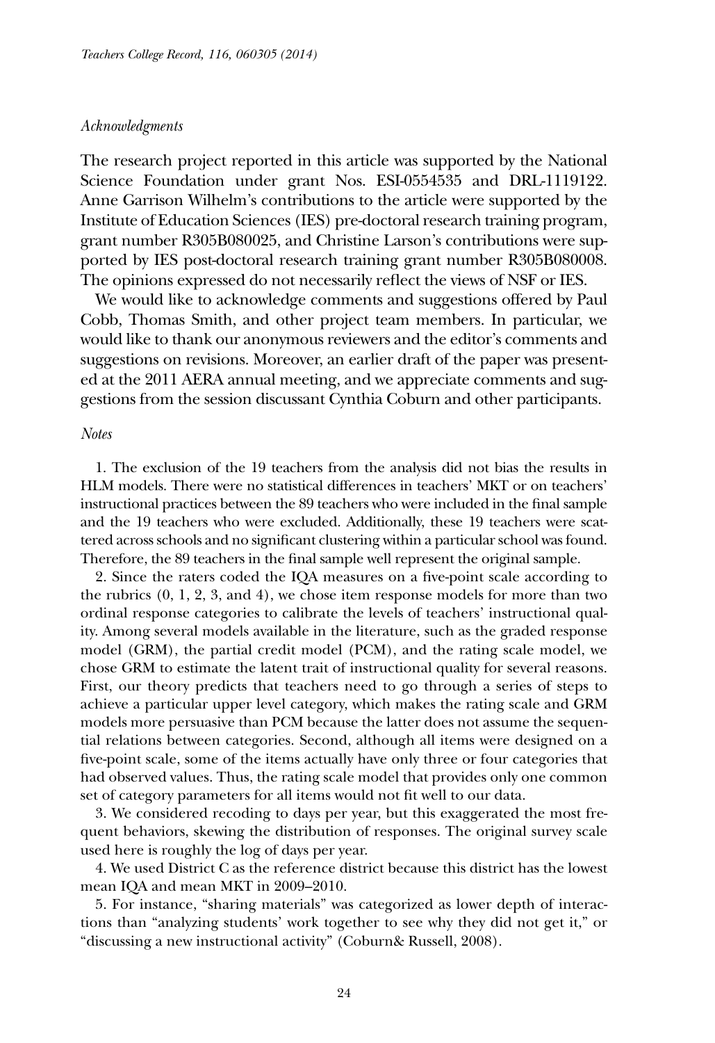*Acknowledgments*

The research project reported in this article was supported by the National Science Foundation under grant Nos. ESI-0554535 and DRL-1119122. Anne Garrison Wilhelm's contributions to the article were supported by the Institute of Education Sciences (IES) pre-doctoral research training program, grant number R305B080025, and Christine Larson's contributions were supported by IES post-doctoral research training grant number R305B080008. The opinions expressed do not necessarily reflect the views of NSF or IES.

We would like to acknowledge comments and suggestions offered by Paul Cobb, Thomas Smith, and other project team members. In particular, we would like to thank our anonymous reviewers and the editor's comments and suggestions on revisions. Moreover, an earlier draft of the paper was presented at the 2011 AERA annual meeting, and we appreciate comments and suggestions from the session discussant Cynthia Coburn and other participants.

*Notes*

1. The exclusion of the 19 teachers from the analysis did not bias the results in HLM models. There were no statistical differences in teachers' MKT or on teachers' instructional practices between the 89 teachers who were included in the final sample and the 19 teachers who were excluded. Additionally, these 19 teachers were scattered across schools and no significant clustering within a particular school was found. Therefore, the 89 teachers in the final sample well represent the original sample.

2. Since the raters coded the IQA measures on a five-point scale according to the rubrics (0, 1, 2, 3, and 4), we chose item response models for more than two ordinal response categories to calibrate the levels of teachers' instructional quality. Among several models available in the literature, such as the graded response model (GRM), the partial credit model (PCM), and the rating scale model, we chose GRM to estimate the latent trait of instructional quality for several reasons. First, our theory predicts that teachers need to go through a series of steps to achieve a particular upper level category, which makes the rating scale and GRM models more persuasive than PCM because the latter does not assume the sequential relations between categories. Second, although all items were designed on a five-point scale, some of the items actually have only three or four categories that had observed values. Thus, the rating scale model that provides only one common set of category parameters for all items would not fit well to our data.

3. We considered recoding to days per year, but this exaggerated the most frequent behaviors, skewing the distribution of responses. The original survey scale used here is roughly the log of days per year.

4. We used District C as the reference district because this district has the lowest mean IQA and mean MKT in 2009–2010.

5. For instance, "sharing materials" was categorized as lower depth of interactions than "analyzing students' work together to see why they did not get it," or "discussing a new instructional activity" (Coburn& Russell, 2008).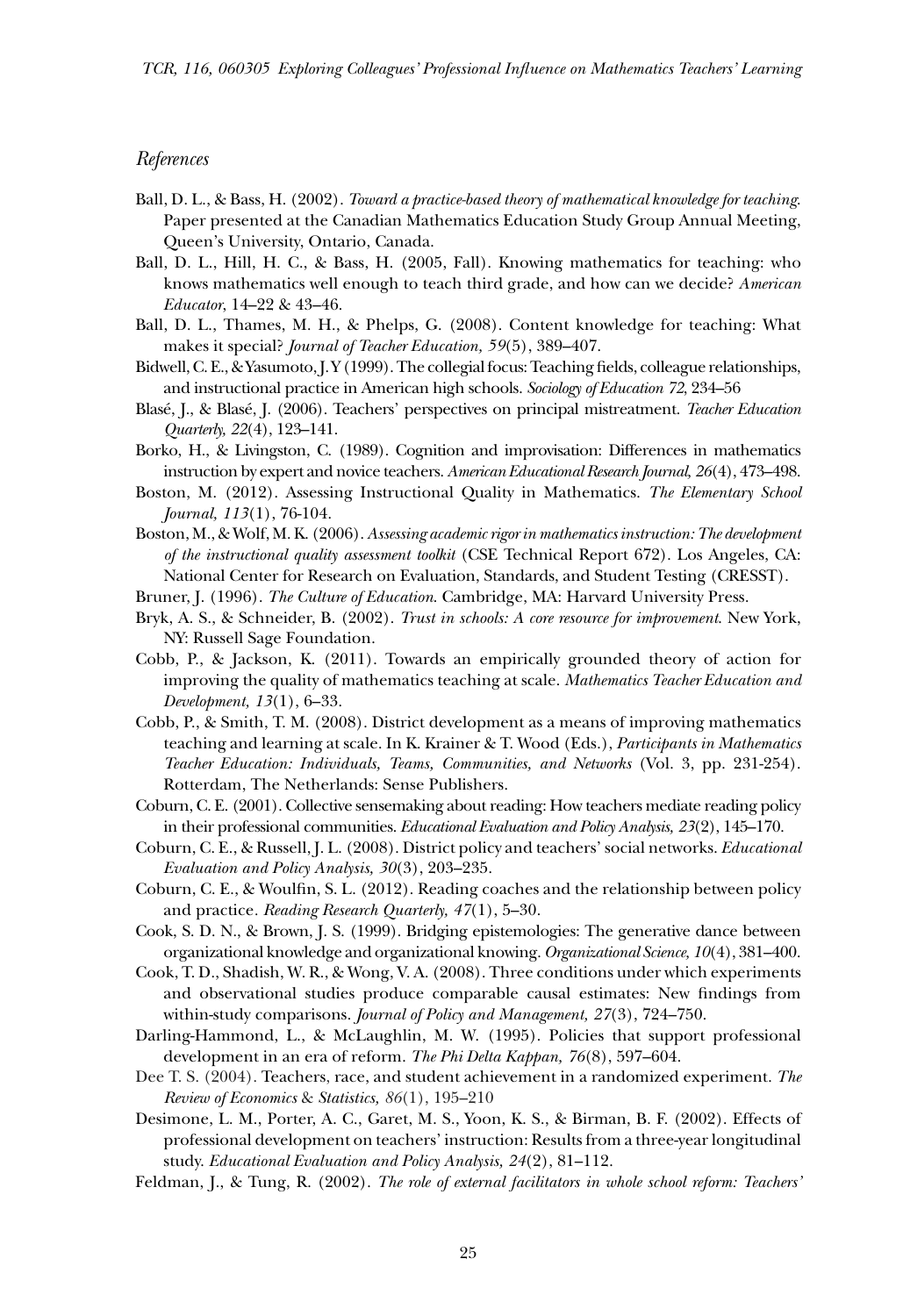## References

Ball, D. L., & Bass, H. (2002). *Toward a practice-based theory of mathematical knowledge for teaching*. Paper presented at the Canadian Mathematics Education Study Group Annual Meeting, Queen's University, Ontario, Canada.

Ball, D. L., Hill, H. C., & Bass, H. (2005, Fall). Knowing mathematics for teaching: who knows mathematics well enough to teach third grade, and how can we decide? *American Educator*, 14–22 & 43–46.

Ball, D. L., Thames, M. H., & Phelps, G. (2008). Content knowledge for teaching: What makes it special? *Journal of Teacher Education, 59*(5), 389–407.

Bidwell, C. E., & Yasumoto, J. Y (1999). The collegial focus: Teaching fields, colleague relationships, and instructional practice in American high schools. *Sociology of Education 72*, 234–56

Blasé, J., & Blasé, J. (2006). Teachers' perspectives on principal mistreatment. *Teacher Education Quarterly, 22*(4), 123–141.

Borko, H., & Livingston, C. (1989). Cognition and improvisation: Differences in mathematics instruction by expert and novice teachers. *American Educational Research Journal, 26*(4), 473–498.

Boston, M. (2012). Assessing Instructional Quality in Mathematics. *The Elementary School Journal, 113*(1), 76-104.

Boston, M., & Wolf, M. K. (2006). *Assessing academic rigor in mathematics instruction: The development of the instructional quality assessment toolkit* (CSE Technical Report 672). Los Angeles, CA: National Center for Research on Evaluation, Standards, and Student Testing (CRESST).

Bruner, J. (1996). *The Culture of Education*. Cambridge, MA: Harvard University Press.

Bryk, A. S., & Schneider, B. (2002). *Trust in schools: A core resource for improvement*. New York, NY: Russell Sage Foundation.

Cobb, P., & Jackson, K. (2011). Towards an empirically grounded theory of action for improving the quality of mathematics teaching at scale. *Mathematics Teacher Education and Development, 13*(1), 6–33.

Cobb, P., & Smith, T. M. (2008). District development as a means of improving mathematics teaching and learning at scale. In K. Krainer & T. Wood (Eds.), *Participants in Mathematics Teacher Education: Individuals, Teams, Communities, and Networks* (Vol. 3, pp. 231-254). Rotterdam, The Netherlands: Sense Publishers.

Coburn, C. E. (2001). Collective sensemaking about reading: How teachers mediate reading policy in their professional communities. *Educational Evaluation and Policy Analysis, 23*(2), 145–170.

Coburn, C. E., & Russell, J. L. (2008). District policy and teachers' social networks. *Educational Evaluation and Policy Analysis, 30*(3), 203–235.

Coburn, C. E., & Woulfin, S. L. (2012). Reading coaches and the relationship between policy and practice. *Reading Research Quarterly, 47*(1), 5–30.

Cook, S. D. N., & Brown, J. S. (1999). Bridging epistemologies: The generative dance between organizational knowledge and organizational knowing. *Organizational Science, 10*(4), 381–400.

Cook, T. D., Shadish, W. R., & Wong, V. A. (2008). Three conditions under which experiments and observational studies produce comparable causal estimates: New findings from within-study comparisons. *Journal of Policy and Management, 27*(3), 724–750.

Darling-Hammond, L., & McLaughlin, M. W. (1995). Policies that support professional development in an era of reform. *The Phi Delta Kappan, 76*(8), 597–604.

Dee T. S. (2004). Teachers, race, and student achievement in a randomized experiment. *The Review of Economics & Statistics, 86*(1), 195–210

Desimone, L. M., Porter, A. C., Garet, M. S., Yoon, K. S., & Birman, B. F. (2002). Effects of professional development on teachers' instruction: Results from a three-year longitudinal study. *Educational Evaluation and Policy Analysis, 24*(2), 81–112.

Feldman, J., & Tung, R. (2002). *The role of external facilitators in whole school reform: Teachers'*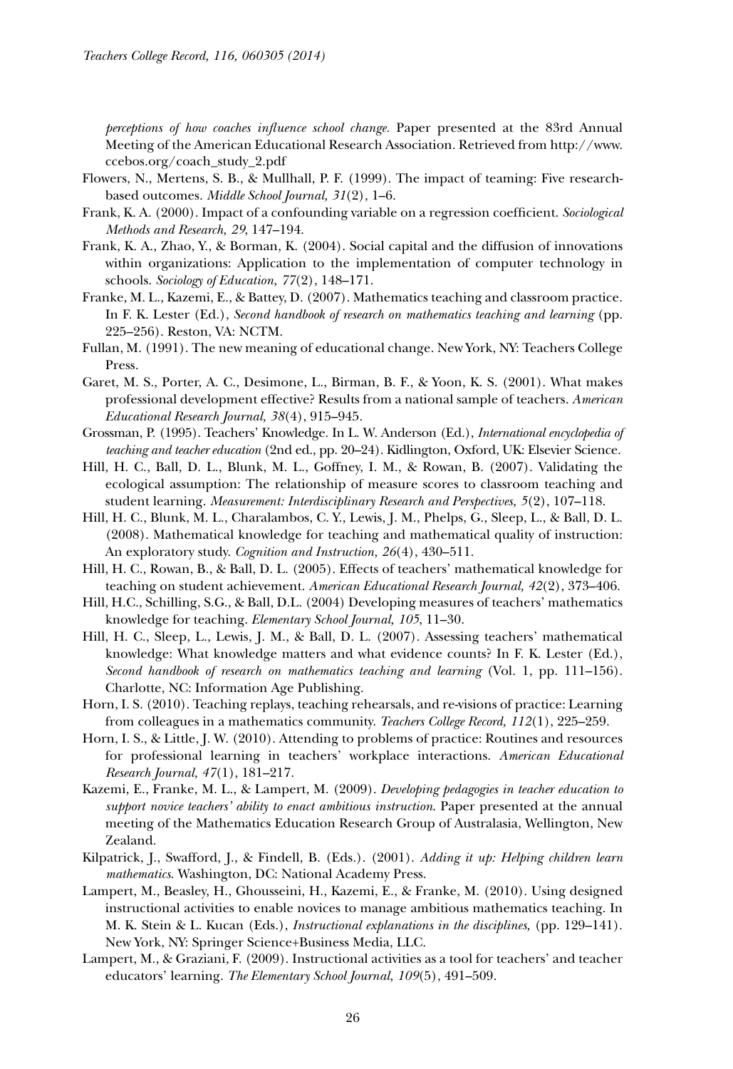*perceptions of how coaches influence school change*. Paper presented at the 83rd Annual Meeting of the American Educational Research Association. Retrieved from http://www.ccebos.org/coach_study_2.pdf

Flowers, N., Mertens, S. B., & Mullhall, P. F. (1999). The impact of teaming: Five research-based outcomes. *Middle School Journal, 31*(2), 1–6.

Frank, K. A. (2000). Impact of a confounding variable on a regression coefficient. *Sociological Methods and Research, 29*, 147–194.

Frank, K. A., Zhao, Y., & Borman, K. (2004). Social capital and the diffusion of innovations within organizations: Application to the implementation of computer technology in schools. *Sociology of Education, 77*(2), 148–171.

Franke, M. L., Kazemi, E., & Battey, D. (2007). Mathematics teaching and classroom practice. In F. K. Lester (Ed.), *Second handbook of research on mathematics teaching and learning* (pp. 225–256). Reston, VA: NCTM.

Fullan, M. (1991). The new meaning of educational change. New York, NY: Teachers College Press.

Garet, M. S., Porter, A. C., Desimone, L., Birman, B. F., & Yoon, K. S. (2001). What makes professional development effective? Results from a national sample of teachers. *American Educational Research Journal, 38*(4), 915–945.

Grossman, P. (1995). Teachers' Knowledge. In L. W. Anderson (Ed.), *International encyclopedia of teaching and teacher education* (2nd ed., pp. 20–24). Kidlington, Oxford, UK: Elsevier Science.

Hill, H. C., Ball, D. L., Blunk, M. L., Goffney, I. M., & Rowan, B. (2007). Validating the ecological assumption: The relationship of measure scores to classroom teaching and student learning. *Measurement: Interdisciplinary Research and Perspectives, 5*(2), 107–118.

Hill, H. C., Blunk, M. L., Charalambos, C. Y., Lewis, J. M., Phelps, G., Sleep, L., & Ball, D. L. (2008). Mathematical knowledge for teaching and mathematical quality of instruction: An exploratory study. *Cognition and Instruction, 26*(4), 430–511.

Hill, H. C., Rowan, B., & Ball, D. L. (2005). Effects of teachers' mathematical knowledge for teaching on student achievement. *American Educational Research Journal, 42*(2), 373–406.

Hill, H.C., Schilling, S.G., & Ball, D.L. (2004) Developing measures of teachers' mathematics knowledge for teaching. *Elementary School Journal, 105*, 11–30.

Hill, H. C., Sleep, L., Lewis, J. M., & Ball, D. L. (2007). Assessing teachers' mathematical knowledge: What knowledge matters and what evidence counts? In F. K. Lester (Ed.), *Second handbook of research on mathematics teaching and learning* (Vol. 1, pp. 111–156). Charlotte, NC: Information Age Publishing.

Horn, I. S. (2010). Teaching replays, teaching rehearsals, and re-visions of practice: Learning from colleagues in a mathematics community. *Teachers College Record, 112*(1), 225–259.

Horn, I. S., & Little, J. W. (2010). Attending to problems of practice: Routines and resources for professional learning in teachers' workplace interactions. *American Educational Research Journal, 47*(1), 181–217.

Kazemi, E., Franke, M. L., & Lampert, M. (2009). *Developing pedagogies in teacher education to support novice teachers' ability to enact ambitious instruction*. Paper presented at the annual meeting of the Mathematics Education Research Group of Australasia, Wellington, New Zealand.

Kilpatrick, J., Swafford, J., & Findell, B. (Eds.). (2001). *Adding it up: Helping children learn mathematics*. Washington, DC: National Academy Press.

Lampert, M., Beasley, H., Ghousseini, H., Kazemi, E., & Franke, M. (2010). Using designed instructional activities to enable novices to manage ambitious mathematics teaching. In M. K. Stein & L. Kucan (Eds.), *Instructional explanations in the disciplines,* (pp. 129–141). New York, NY: Springer Science+Business Media, LLC.

Lampert, M., & Graziani, F. (2009). Instructional activities as a tool for teachers' and teacher educators' learning. *The Elementary School Journal, 109*(5), 491–509.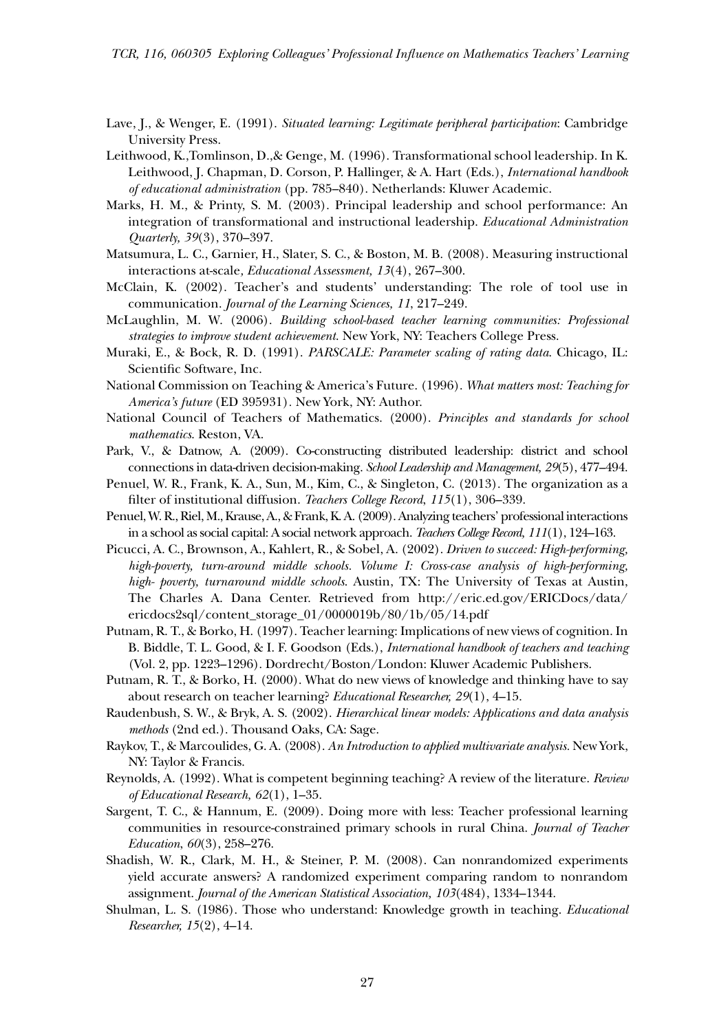Lave, J., & Wenger, E. (1991). *Situated learning: Legitimate peripheral participation*: Cambridge University Press.

Leithwood, K.,Tomlinson, D.,& Genge, M. (1996). Transformational school leadership. In K. Leithwood, J. Chapman, D. Corson, P. Hallinger, & A. Hart (Eds.), *International handbook of educational administration* (pp. 785–840). Netherlands: Kluwer Academic.

Marks, H. M., & Printy, S. M. (2003). Principal leadership and school performance: An integration of transformational and instructional leadership. *Educational Administration Quarterly, 39*(3), 370–397.

Matsumura, L. C., Garnier, H., Slater, S. C., & Boston, M. B. (2008). Measuring instructional interactions at-scale, *Educational Assessment, 13*(4), 267–300.

McClain, K. (2002). Teacher's and students' understanding: The role of tool use in communication. *Journal of the Learning Sciences, 11*, 217–249.

McLaughlin, M. W. (2006). *Building school-based teacher learning communities: Professional strategies to improve student achievement*. New York, NY: Teachers College Press.

Muraki, E., & Bock, R. D. (1991). *PARSCALE: Parameter scaling of rating data*. Chicago, IL: Scientific Software, Inc.

National Commission on Teaching & America's Future. (1996). *What matters most: Teaching for America's future* (ED 395931). New York, NY: Author.

National Council of Teachers of Mathematics. (2000). *Principles and standards for school mathematics*. Reston, VA.

Park, V., & Datnow, A. (2009). Co-constructing distributed leadership: district and school connections in data-driven decision-making. *School Leadership and Management, 29*(5), 477–494.

Penuel, W. R., Frank, K. A., Sun, M., Kim, C., & Singleton, C. (2013). The organization as a filter of institutional diffusion. *Teachers College Record, 115*(1), 306–339.

Penuel, W. R., Riel, M., Krause, A., & Frank, K. A. (2009). Analyzing teachers' professional interactions in a school as social capital: A social network approach. *Teachers College Record, 111*(1), 124–163.

Picucci, A. C., Brownson, A., Kahlert, R., & Sobel, A. (2002). *Driven to succeed: High-performing, high-poverty, turn-around middle schools. Volume I: Cross-case analysis of high-performing, high- poverty, turnaround middle schools*. Austin, TX: The University of Texas at Austin, The Charles A. Dana Center. Retrieved from http://eric.ed.gov/ERICDocs/data/ericdocs2sql/content_storage_01/0000019b/80/1b/05/14.pdf

Putnam, R. T., & Borko, H. (1997). Teacher learning: Implications of new views of cognition. In B. Biddle, T. L. Good, & I. F. Goodson (Eds.), *International handbook of teachers and teaching* (Vol. 2, pp. 1223–1296). Dordrecht/Boston/London: Kluwer Academic Publishers.

Putnam, R. T., & Borko, H. (2000). What do new views of knowledge and thinking have to say about research on teacher learning? *Educational Researcher, 29*(1), 4–15.

Raudenbush, S. W., & Bryk, A. S. (2002). *Hierarchical linear models: Applications and data analysis methods* (2nd ed.). Thousand Oaks, CA: Sage.

Raykov, T., & Marcoulides, G. A. (2008). *An Introduction to applied multivariate analysis*. New York, NY: Taylor & Francis.

Reynolds, A. (1992). What is competent beginning teaching? A review of the literature. *Review of Educational Research, 62*(1), 1–35.

Sargent, T. C., & Hannum, E. (2009). Doing more with less: Teacher professional learning communities in resource-constrained primary schools in rural China. *Journal of Teacher Education, 60*(3), 258–276.

Shadish, W. R., Clark, M. H., & Steiner, P. M. (2008). Can nonrandomized experiments yield accurate answers? A randomized experiment comparing random to nonrandom assignment. *Journal of the American Statistical Association, 103*(484), 1334–1344.

Shulman, L. S. (1986). Those who understand: Knowledge growth in teaching. *Educational Researcher, 15*(2), 4–14.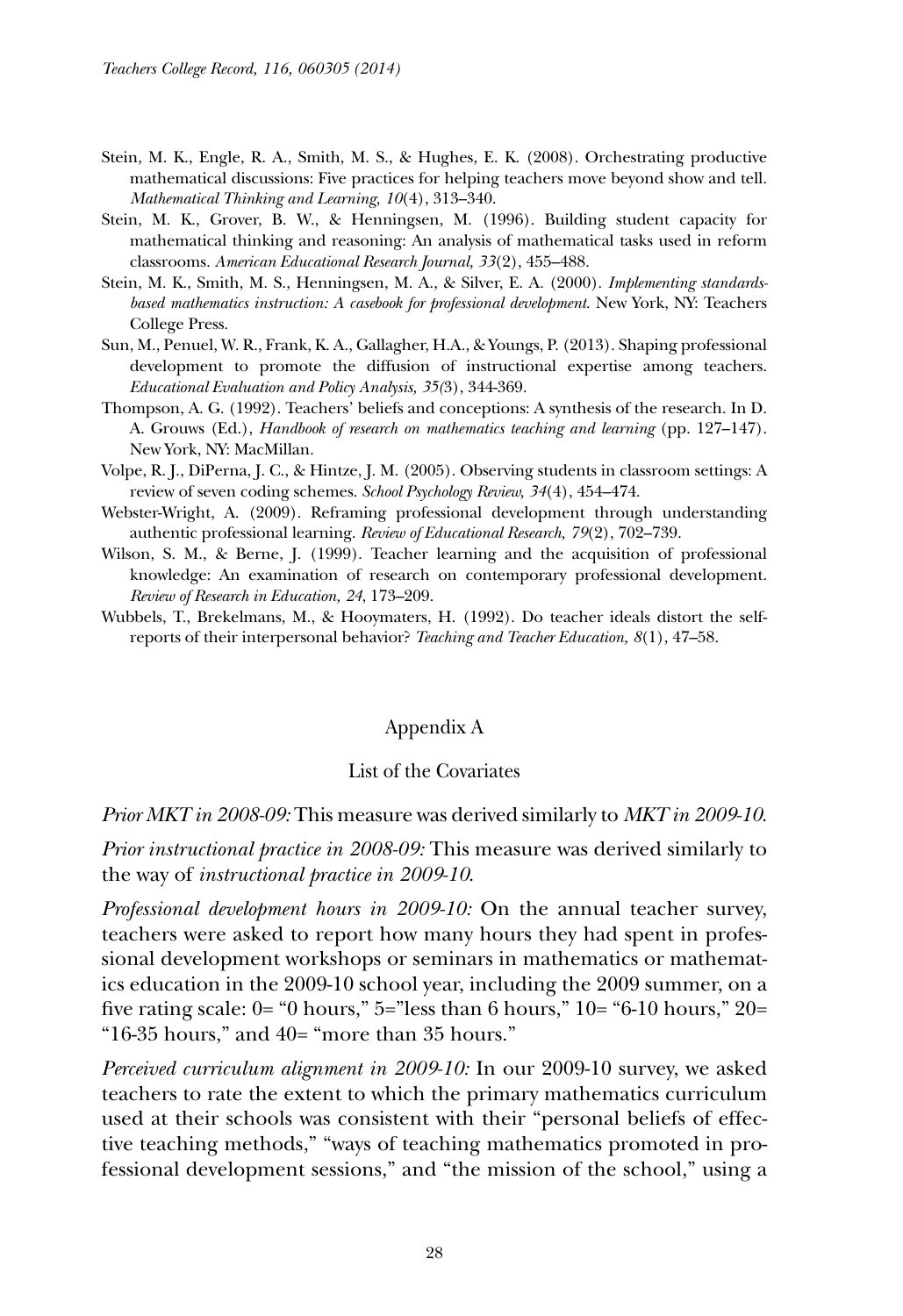Stein, M. K., Engle, R. A., Smith, M. S., & Hughes, E. K. (2008). Orchestrating productive mathematical discussions: Five practices for helping teachers move beyond show and tell. *Mathematical Thinking and Learning, 10*(4), 313–340.

Stein, M. K., Grover, B. W., & Henningsen, M. (1996). Building student capacity for mathematical thinking and reasoning: An analysis of mathematical tasks used in reform classrooms. *American Educational Research Journal, 33*(2), 455–488.

Stein, M. K., Smith, M. S., Henningsen, M. A., & Silver, E. A. (2000). *Implementing standards-based mathematics instruction: A casebook for professional development*. New York, NY: Teachers College Press.

Sun, M., Penuel, W. R., Frank, K. A., Gallagher, H.A., & Youngs, P. (2013). Shaping professional development to promote the diffusion of instructional expertise among teachers. *Educational Evaluation and Policy Analysis, 35(*3), 344-369.

Thompson, A. G. (1992). Teachers' beliefs and conceptions: A synthesis of the research. In D. A. Grouws (Ed.), *Handbook of research on mathematics teaching and learning* (pp. 127–147). New York, NY: MacMillan.

Volpe, R. J., DiPerna, J. C., & Hintze, J. M. (2005). Observing students in classroom settings: A review of seven coding schemes. *School Psychology Review, 34*(4), 454–474.

Webster-Wright, A. (2009). Reframing professional development through understanding authentic professional learning. *Review of Educational Research, 79*(2), 702–739.

Wilson, S. M., & Berne, J. (1999). Teacher learning and the acquisition of professional knowledge: An examination of research on contemporary professional development. *Review of Research in Education, 24,* 173–209.

Wubbels, T., Brekelmans, M., & Hooymaters, H. (1992). Do teacher ideals distort the self-reports of their interpersonal behavior? *Teaching and Teacher Education, 8*(1), 47–58.

## Appendix A

### List of the Covariates

*Prior MKT in 2008-09:* This measure was derived similarly to *MKT in 2009-10*.

*Prior instructional practice in 2008-09:* This measure was derived similarly to the way of *instructional practice in 2009-10*.

*Professional development hours in 2009-10:* On the annual teacher survey, teachers were asked to report how many hours they had spent in professional development workshops or seminars in mathematics or mathematics education in the 2009-10 school year, including the 2009 summer, on a five rating scale: 0= "0 hours," 5="less than 6 hours," 10= "6-10 hours," 20= "16-35 hours," and 40= "more than 35 hours."

*Perceived curriculum alignment in 2009-10:* In our 2009-10 survey, we asked teachers to rate the extent to which the primary mathematics curriculum used at their schools was consistent with their "personal beliefs of effective teaching methods," "ways of teaching mathematics promoted in professional development sessions," and "the mission of the school," using a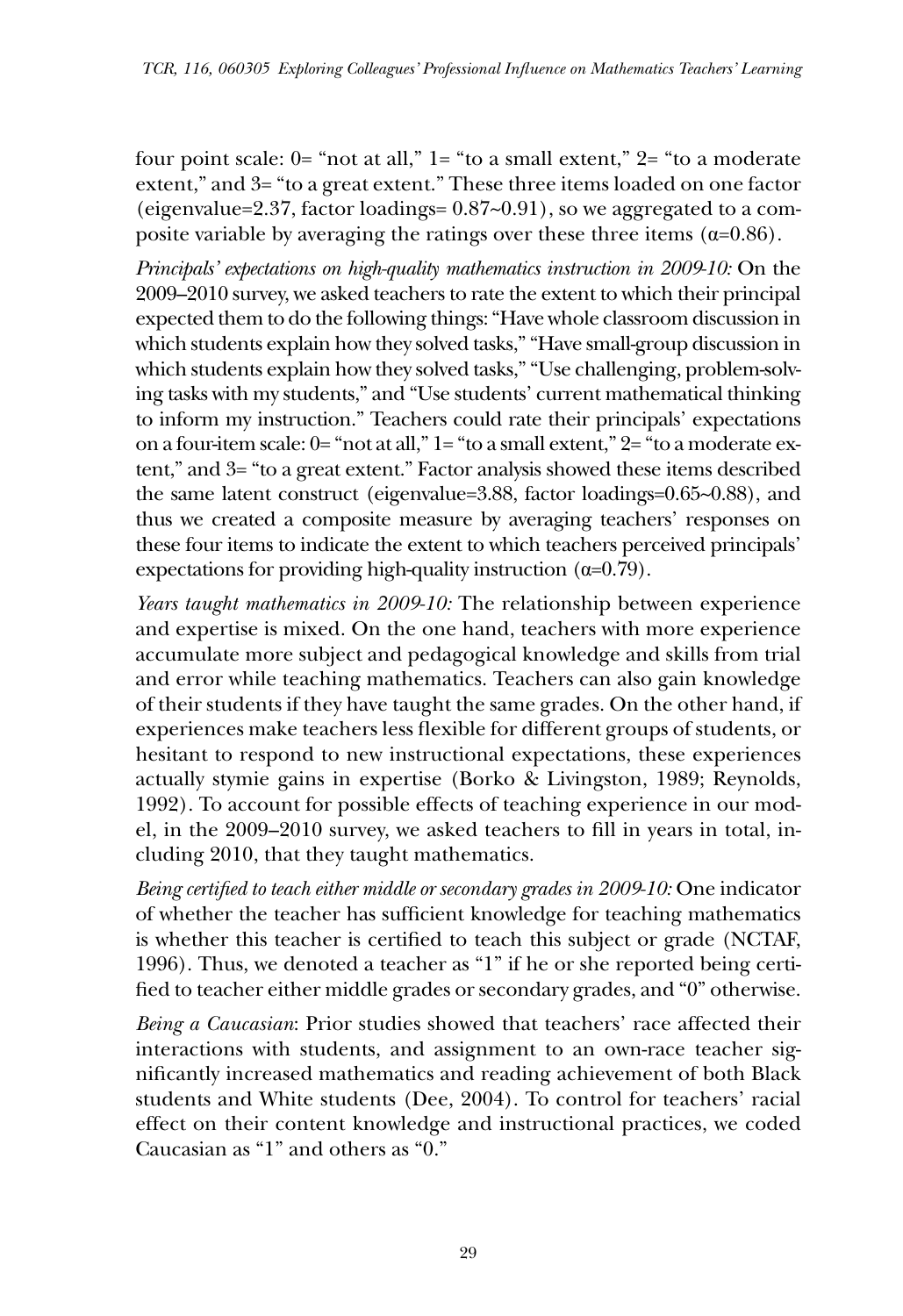four point scale: 0= "not at all," 1= "to a small extent," 2= "to a moderate extent," and 3= "to a great extent." These three items loaded on one factor (eigenvalue=2.37, factor loadings= 0.87~0.91), so we aggregated to a composite variable by averaging the ratings over these three items (α=0.86).

*Principals' expectations on high-quality mathematics instruction in 2009-10:* On the 2009–2010 survey, we asked teachers to rate the extent to which their principal expected them to do the following things: "Have whole classroom discussion in which students explain how they solved tasks," "Have small-group discussion in which students explain how they solved tasks," "Use challenging, problem-solving tasks with my students," and "Use students' current mathematical thinking to inform my instruction." Teachers could rate their principals' expectations on a four-item scale: 0= "not at all," 1= "to a small extent," 2= "to a moderate extent," and 3= "to a great extent." Factor analysis showed these items described the same latent construct (eigenvalue=3.88, factor loadings=0.65~0.88), and thus we created a composite measure by averaging teachers' responses on these four items to indicate the extent to which teachers perceived principals' expectations for providing high-quality instruction (α=0.79).

*Years taught mathematics in 2009-10:* The relationship between experience and expertise is mixed. On the one hand, teachers with more experience accumulate more subject and pedagogical knowledge and skills from trial and error while teaching mathematics. Teachers can also gain knowledge of their students if they have taught the same grades. On the other hand, if experiences make teachers less flexible for different groups of students, or hesitant to respond to new instructional expectations, these experiences actually stymie gains in expertise (Borko & Livingston, 1989; Reynolds, 1992). To account for possible effects of teaching experience in our model, in the 2009–2010 survey, we asked teachers to fill in years in total, including 2010, that they taught mathematics.

*Being certified to teach either middle or secondary grades in 2009-10:* One indicator of whether the teacher has sufficient knowledge for teaching mathematics is whether this teacher is certified to teach this subject or grade (NCTAF, 1996). Thus, we denoted a teacher as "1" if he or she reported being certified to teacher either middle grades or secondary grades, and "0" otherwise.

*Being a Caucasian*: Prior studies showed that teachers' race affected their interactions with students, and assignment to an own-race teacher significantly increased mathematics and reading achievement of both Black students and White students (Dee, 2004). To control for teachers' racial effect on their content knowledge and instructional practices, we coded Caucasian as "1" and others as "0."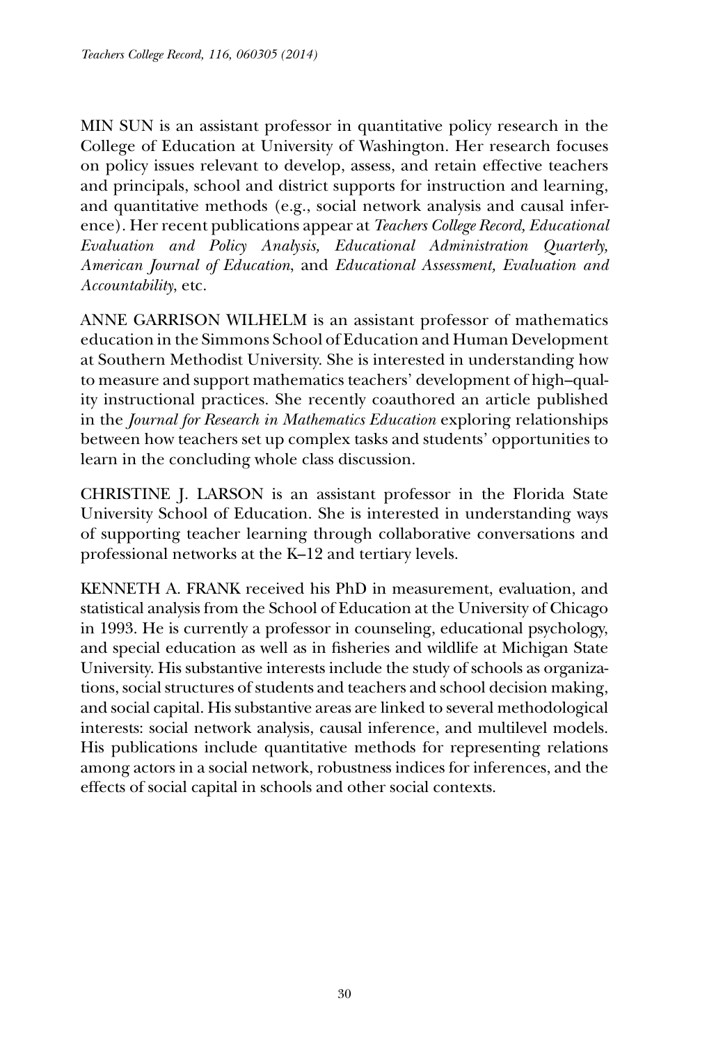MIN SUN is an assistant professor in quantitative policy research in the College of Education at University of Washington. Her research focuses on policy issues relevant to develop, assess, and retain effective teachers and principals, school and district supports for instruction and learning, and quantitative methods (e.g., social network analysis and causal inference). Her recent publications appear at *Teachers College Record, Educational Evaluation and Policy Analysis, Educational Administration Quarterly, American Journal of Education*, and *Educational Assessment, Evaluation and Accountability*, etc.

ANNE GARRISON WILHELM is an assistant professor of mathematics education in the Simmons School of Education and Human Development at Southern Methodist University. She is interested in understanding how to measure and support mathematics teachers' development of high–quality instructional practices. She recently coauthored an article published in the *Journal for Research in Mathematics Education* exploring relationships between how teachers set up complex tasks and students' opportunities to learn in the concluding whole class discussion.

CHRISTINE J. LARSON is an assistant professor in the Florida State University School of Education. She is interested in understanding ways of supporting teacher learning through collaborative conversations and professional networks at the K–12 and tertiary levels.

KENNETH A. FRANK received his PhD in measurement, evaluation, and statistical analysis from the School of Education at the University of Chicago in 1993. He is currently a professor in counseling, educational psychology, and special education as well as in fisheries and wildlife at Michigan State University. His substantive interests include the study of schools as organizations, social structures of students and teachers and school decision making, and social capital. His substantive areas are linked to several methodological interests: social network analysis, causal inference, and multilevel models. His publications include quantitative methods for representing relations among actors in a social network, robustness indices for inferences, and the effects of social capital in schools and other social contexts.